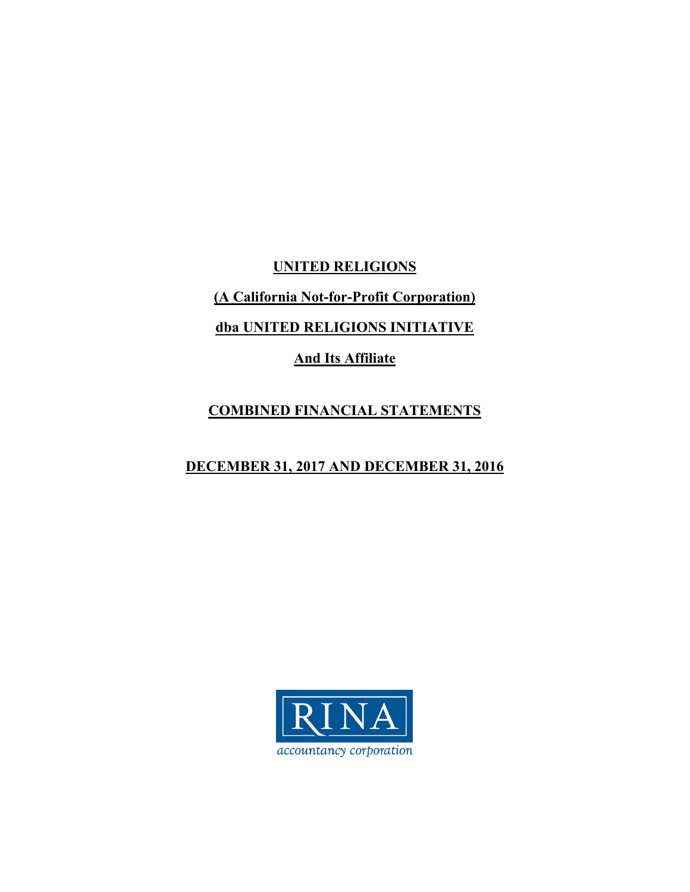**UNITED RELIGIONS**

**(A California Not-for-Profit Corporation)**

**dba UNITED RELIGIONS INITIATIVE**

**And Its Affiliate**

**COMBINED FINANCIAL STATEMENTS**

**DECEMBER 31, 2017 AND DECEMBER 31, 2016**

RINA

accountancy corporation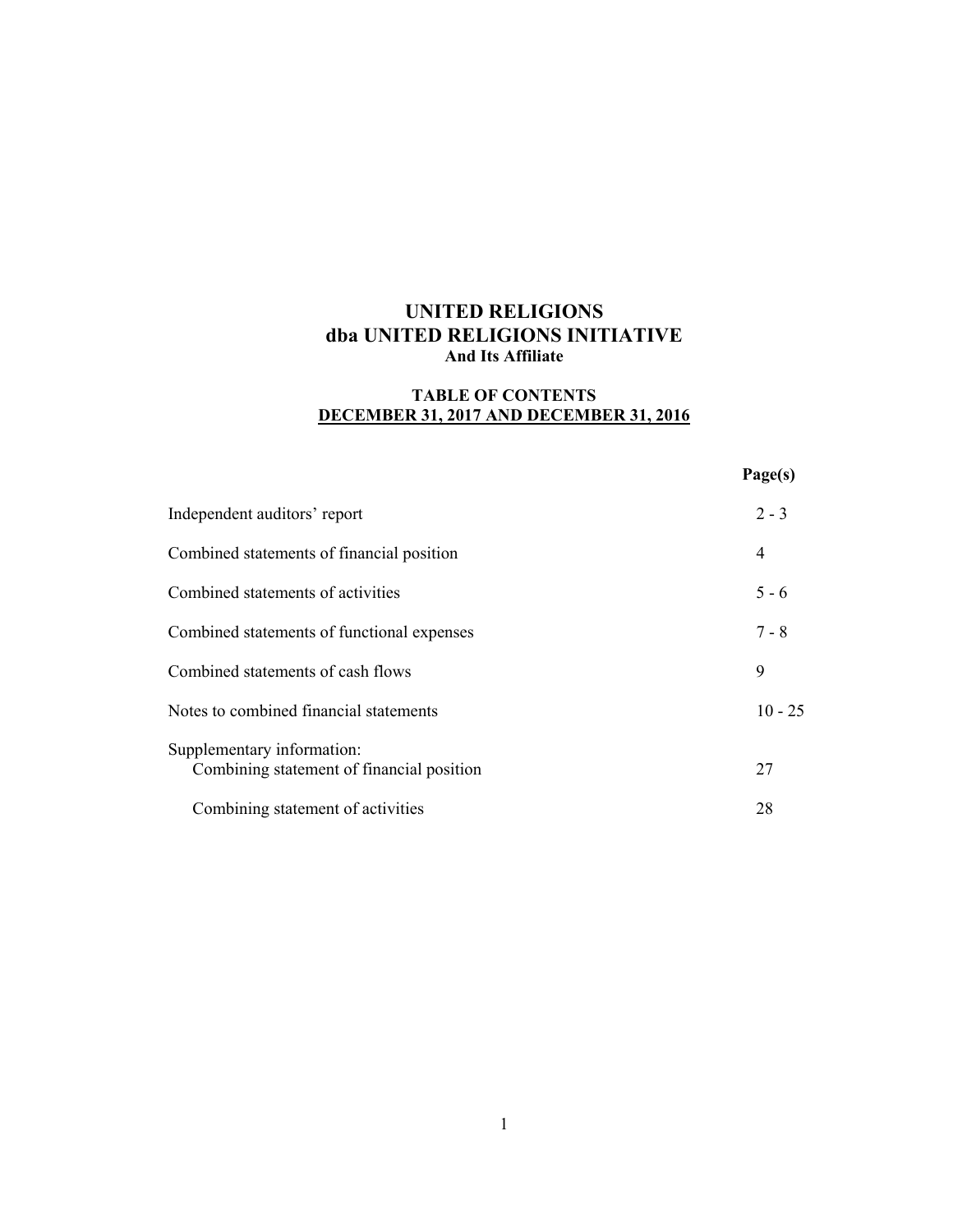# UNITED RELIGIONS
# dba UNITED RELIGIONS INITIATIVE
**And Its Affiliate**

## TABLE OF CONTENTS
## DECEMBER 31, 2017 AND DECEMBER 31, 2016

| | Page(s) |
|---|---|
| Independent auditors' report | 2 - 3 |
| Combined statements of financial position | 4 |
| Combined statements of activities | 5 - 6 |
| Combined statements of functional expenses | 7 - 8 |
| Combined statements of cash flows | 9 |
| Notes to combined financial statements | 10 - 25 |
| Supplementary information: | |
| Combining statement of financial position | 27 |
| Combining statement of activities | 28 |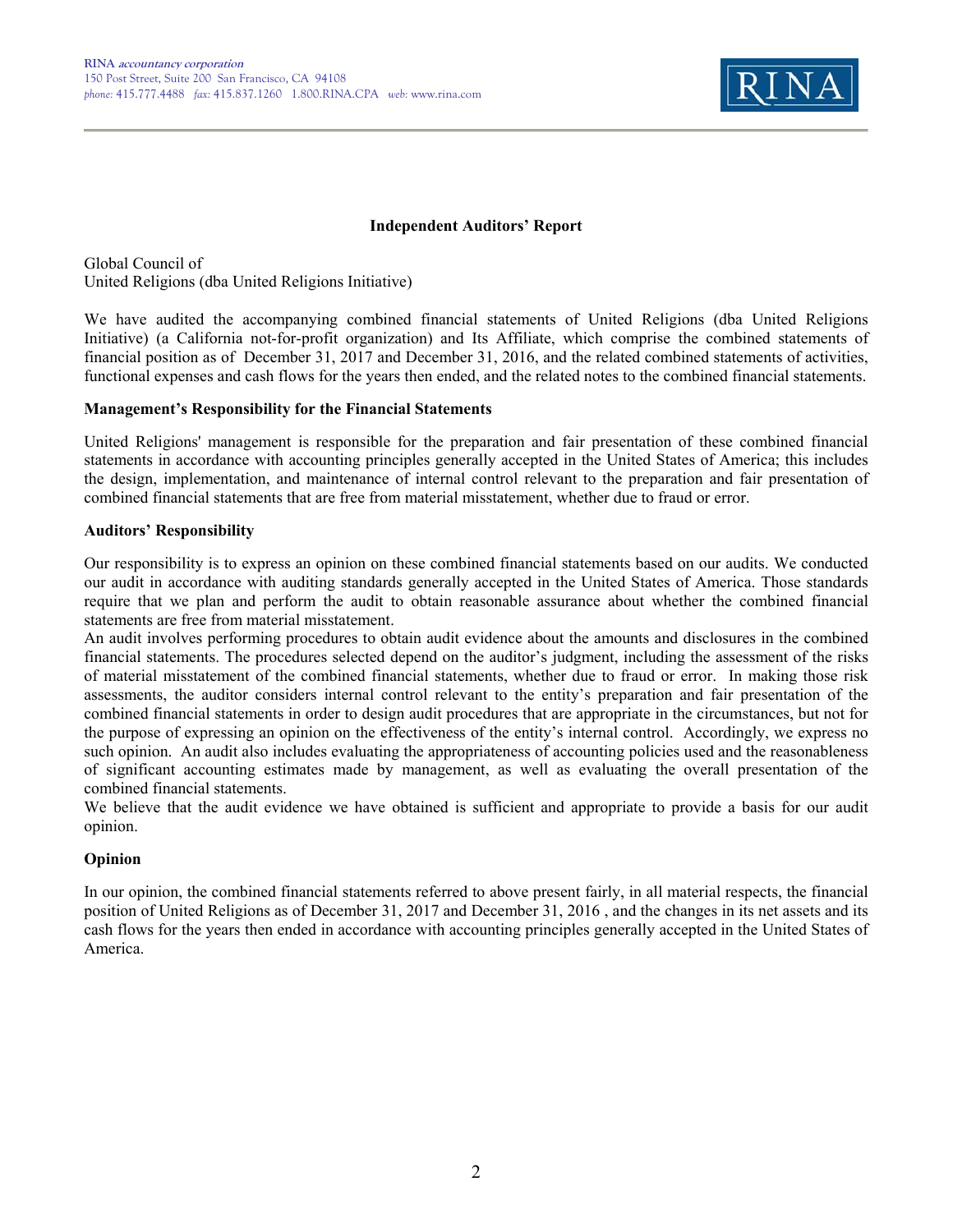RINA *accountancy corporation*
150 Post Street, Suite 200 San Francisco, CA 94108
*phone:* 415.777.4488 *fax:* 415.837.1260 1.800.RINA.CPA *web:* www.rina.com

RINA

## Independent Auditors' Report

Global Council of
United Religions (dba United Religions Initiative)

We have audited the accompanying combined financial statements of United Religions (dba United Religions Initiative) (a California not-for-profit organization) and Its Affiliate, which comprise the combined statements of financial position as of December 31, 2017 and December 31, 2016, and the related combined statements of activities, functional expenses and cash flows for the years then ended, and the related notes to the combined financial statements.

### Management's Responsibility for the Financial Statements

United Religions' management is responsible for the preparation and fair presentation of these combined financial statements in accordance with accounting principles generally accepted in the United States of America; this includes the design, implementation, and maintenance of internal control relevant to the preparation and fair presentation of combined financial statements that are free from material misstatement, whether due to fraud or error.

### Auditors' Responsibility

Our responsibility is to express an opinion on these combined financial statements based on our audits. We conducted our audit in accordance with auditing standards generally accepted in the United States of America. Those standards require that we plan and perform the audit to obtain reasonable assurance about whether the combined financial statements are free from material misstatement.

An audit involves performing procedures to obtain audit evidence about the amounts and disclosures in the combined financial statements. The procedures selected depend on the auditor's judgment, including the assessment of the risks of material misstatement of the combined financial statements, whether due to fraud or error. In making those risk assessments, the auditor considers internal control relevant to the entity's preparation and fair presentation of the combined financial statements in order to design audit procedures that are appropriate in the circumstances, but not for the purpose of expressing an opinion on the effectiveness of the entity's internal control. Accordingly, we express no such opinion. An audit also includes evaluating the appropriateness of accounting policies used and the reasonableness of significant accounting estimates made by management, as well as evaluating the overall presentation of the combined financial statements.

We believe that the audit evidence we have obtained is sufficient and appropriate to provide a basis for our audit opinion.

### Opinion

In our opinion, the combined financial statements referred to above present fairly, in all material respects, the financial position of United Religions as of December 31, 2017 and December 31, 2016 , and the changes in its net assets and its cash flows for the years then ended in accordance with accounting principles generally accepted in the United States of America.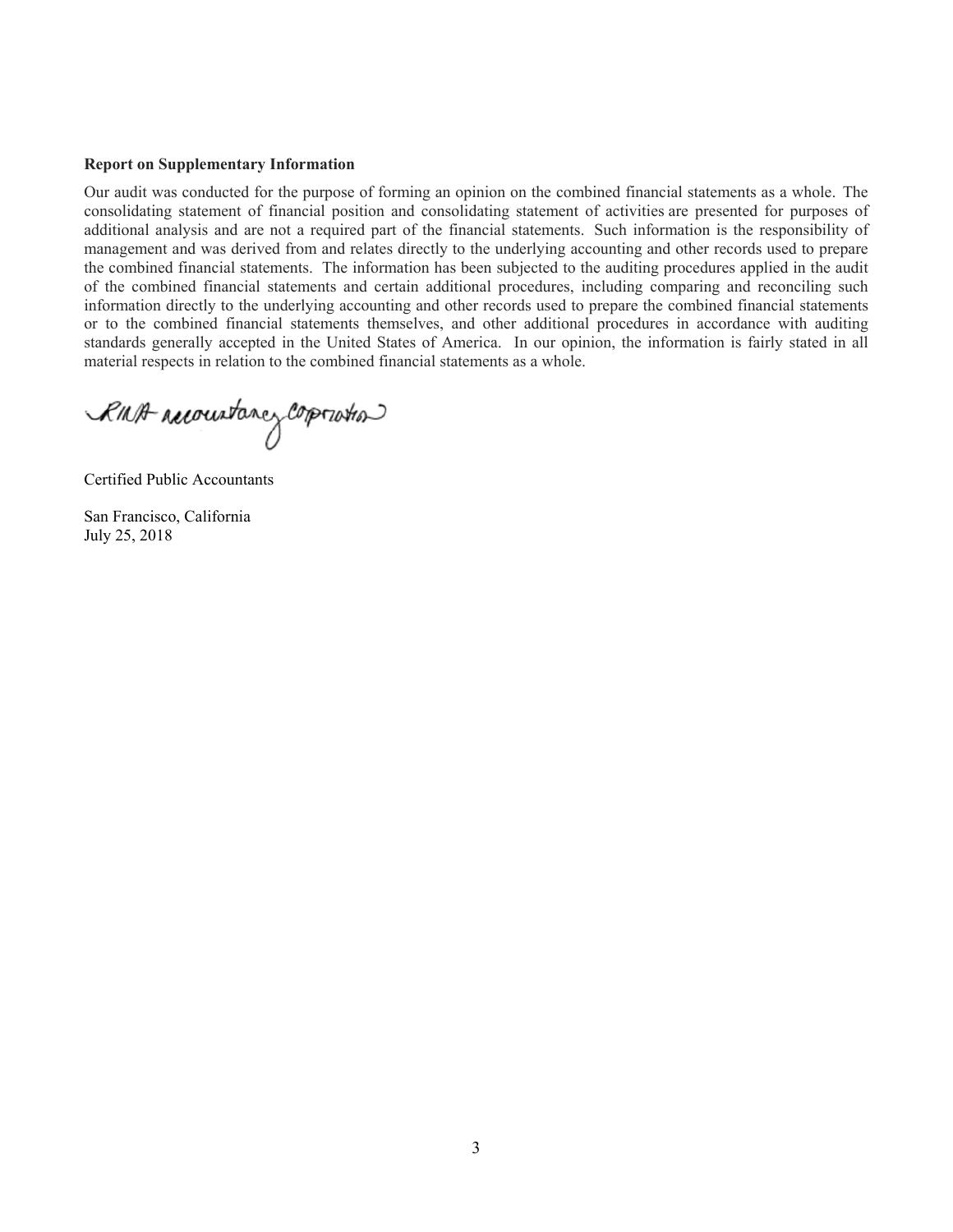**Report on Supplementary Information**

Our audit was conducted for the purpose of forming an opinion on the combined financial statements as a whole. The consolidating statement of financial position and consolidating statement of activities are presented for purposes of additional analysis and are not a required part of the financial statements. Such information is the responsibility of management and was derived from and relates directly to the underlying accounting and other records used to prepare the combined financial statements. The information has been subjected to the auditing procedures applied in the audit of the combined financial statements and certain additional procedures, including comparing and reconciling such information directly to the underlying accounting and other records used to prepare the combined financial statements or to the combined financial statements themselves, and other additional procedures in accordance with auditing standards generally accepted in the United States of America. In our opinion, the information is fairly stated in all material respects in relation to the combined financial statements as a whole.

RINA accountancy corporation

Certified Public Accountants

San Francisco, California
July 25, 2018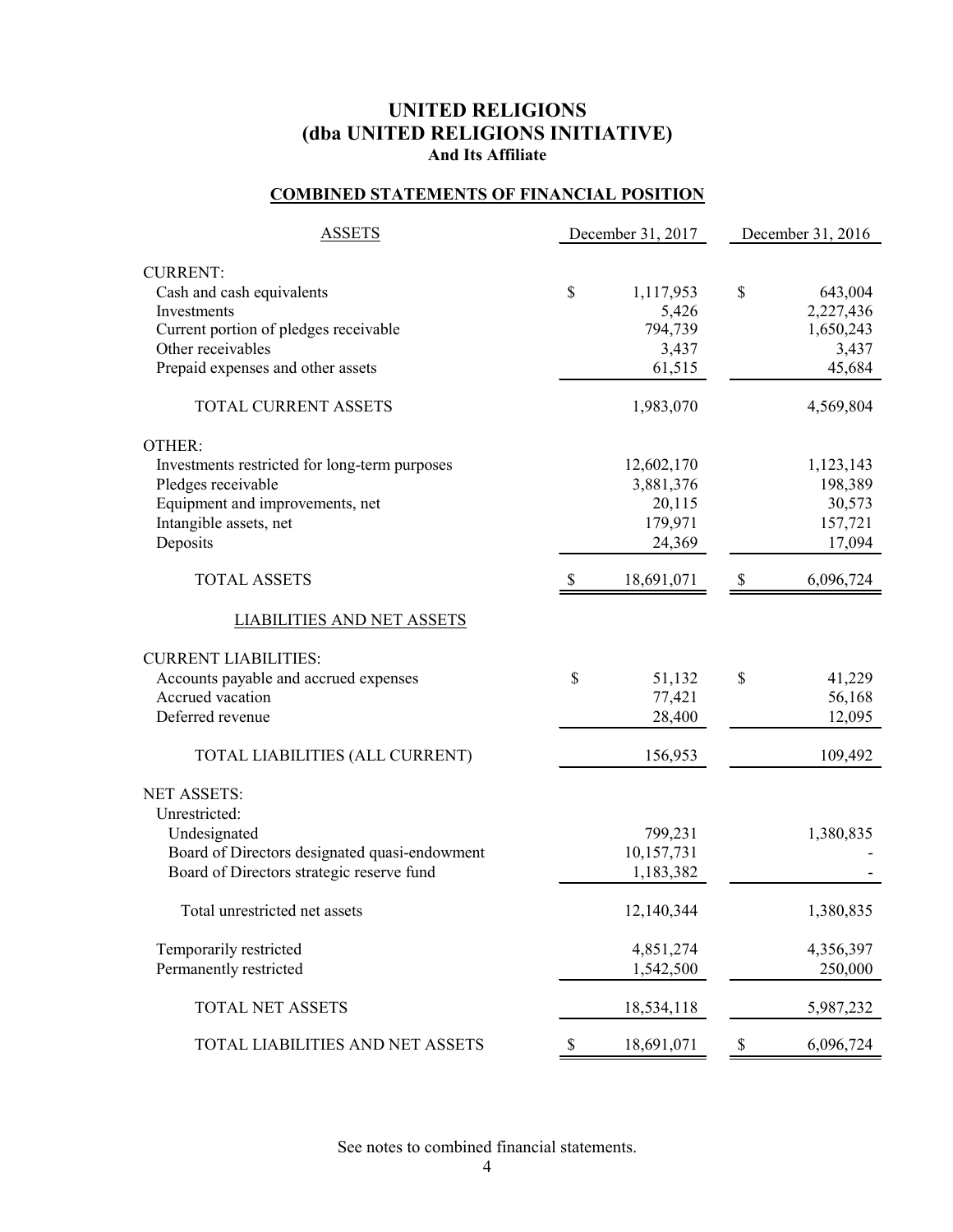# UNITED RELIGIONS
# (dba UNITED RELIGIONS INITIATIVE)
### And Its Affiliate

## COMBINED STATEMENTS OF FINANCIAL POSITION

| ASSETS | December 31, 2017 | December 31, 2016 |
|---|---|---|
| CURRENT: | | |
| Cash and cash equivalents | $ 1,117,953 | $ 643,004 |
| Investments | 5,426 | 2,227,436 |
| Current portion of pledges receivable | 794,739 | 1,650,243 |
| Other receivables | 3,437 | 3,437 |
| Prepaid expenses and other assets | 61,515 | 45,684 |
| TOTAL CURRENT ASSETS | 1,983,070 | 4,569,804 |
| OTHER: | | |
| Investments restricted for long-term purposes | 12,602,170 | 1,123,143 |
| Pledges receivable | 3,881,376 | 198,389 |
| Equipment and improvements, net | 20,115 | 30,573 |
| Intangible assets, net | 179,971 | 157,721 |
| Deposits | 24,369 | 17,094 |
| TOTAL ASSETS | $ 18,691,071 | $ 6,096,724 |
| LIABILITIES AND NET ASSETS | | |
| CURRENT LIABILITIES: | | |
| Accounts payable and accrued expenses | $ 51,132 | $ 41,229 |
| Accrued vacation | 77,421 | 56,168 |
| Deferred revenue | 28,400 | 12,095 |
| TOTAL LIABILITIES (ALL CURRENT) | 156,953 | 109,492 |
| NET ASSETS: | | |
| Unrestricted: | | |
| Undesignated | 799,231 | 1,380,835 |
| Board of Directors designated quasi-endowment | 10,157,731 | - |
| Board of Directors strategic reserve fund | 1,183,382 | - |
| Total unrestricted net assets | 12,140,344 | 1,380,835 |
| Temporarily restricted | 4,851,274 | 4,356,397 |
| Permanently restricted | 1,542,500 | 250,000 |
| TOTAL NET ASSETS | 18,534,118 | 5,987,232 |
| TOTAL LIABILITIES AND NET ASSETS | $ 18,691,071 | $ 6,096,724 |

See notes to combined financial statements.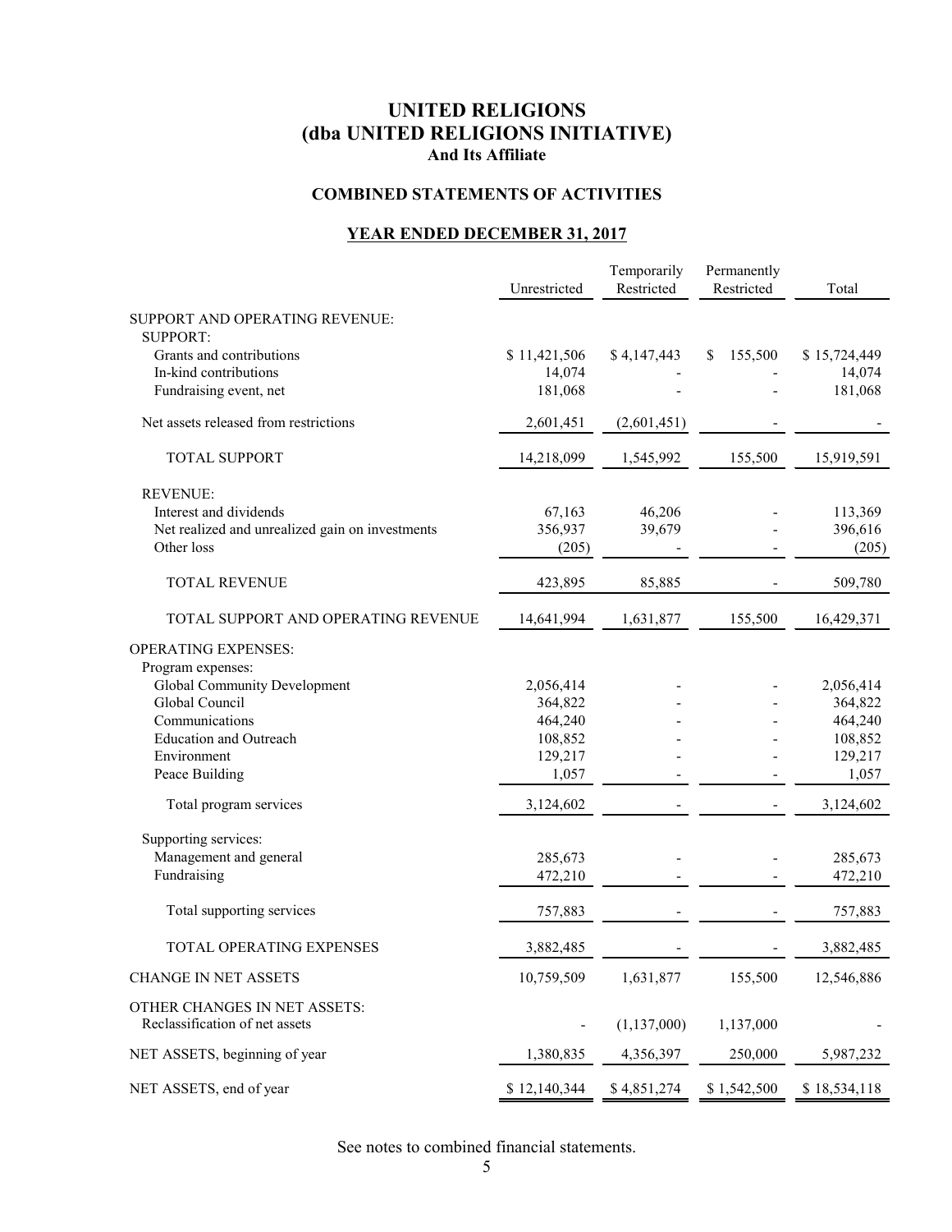# UNITED RELIGIONS
# (dba UNITED RELIGIONS INITIATIVE)
### And Its Affiliate

## COMBINED STATEMENTS OF ACTIVITIES

## YEAR ENDED DECEMBER 31, 2017

| | Unrestricted | Temporarily Restricted | Permanently Restricted | Total |
|---|---|---|---|---|
| SUPPORT AND OPERATING REVENUE: | | | | |
| SUPPORT: | | | | |
| Grants and contributions | $ 11,421,506 | $ 4,147,443 | $ 155,500 | $ 15,724,449 |
| In-kind contributions | 14,074 | - | - | 14,074 |
| Fundraising event, net | 181,068 | - | - | 181,068 |
| Net assets released from restrictions | 2,601,451 | (2,601,451) | - | - |
| TOTAL SUPPORT | 14,218,099 | 1,545,992 | 155,500 | 15,919,591 |
| REVENUE: | | | | |
| Interest and dividends | 67,163 | 46,206 | - | 113,369 |
| Net realized and unrealized gain on investments | 356,937 | 39,679 | - | 396,616 |
| Other loss | (205) | - | - | (205) |
| TOTAL REVENUE | 423,895 | 85,885 | - | 509,780 |
| TOTAL SUPPORT AND OPERATING REVENUE | 14,641,994 | 1,631,877 | 155,500 | 16,429,371 |
| OPERATING EXPENSES: | | | | |
| Program expenses: | | | | |
| Global Community Development | 2,056,414 | - | - | 2,056,414 |
| Global Council | 364,822 | - | - | 364,822 |
| Communications | 464,240 | - | - | 464,240 |
| Education and Outreach | 108,852 | - | - | 108,852 |
| Environment | 129,217 | - | - | 129,217 |
| Peace Building | 1,057 | - | - | 1,057 |
| Total program services | 3,124,602 | - | - | 3,124,602 |
| Supporting services: | | | | |
| Management and general | 285,673 | - | - | 285,673 |
| Fundraising | 472,210 | - | - | 472,210 |
| Total supporting services | 757,883 | - | - | 757,883 |
| TOTAL OPERATING EXPENSES | 3,882,485 | - | - | 3,882,485 |
| CHANGE IN NET ASSETS | 10,759,509 | 1,631,877 | 155,500 | 12,546,886 |
| OTHER CHANGES IN NET ASSETS: | | | | |
| Reclassification of net assets | - | (1,137,000) | 1,137,000 | - |
| NET ASSETS, beginning of year | 1,380,835 | 4,356,397 | 250,000 | 5,987,232 |
| NET ASSETS, end of year | $ 12,140,344 | $ 4,851,274 | $ 1,542,500 | $ 18,534,118 |

See notes to combined financial statements.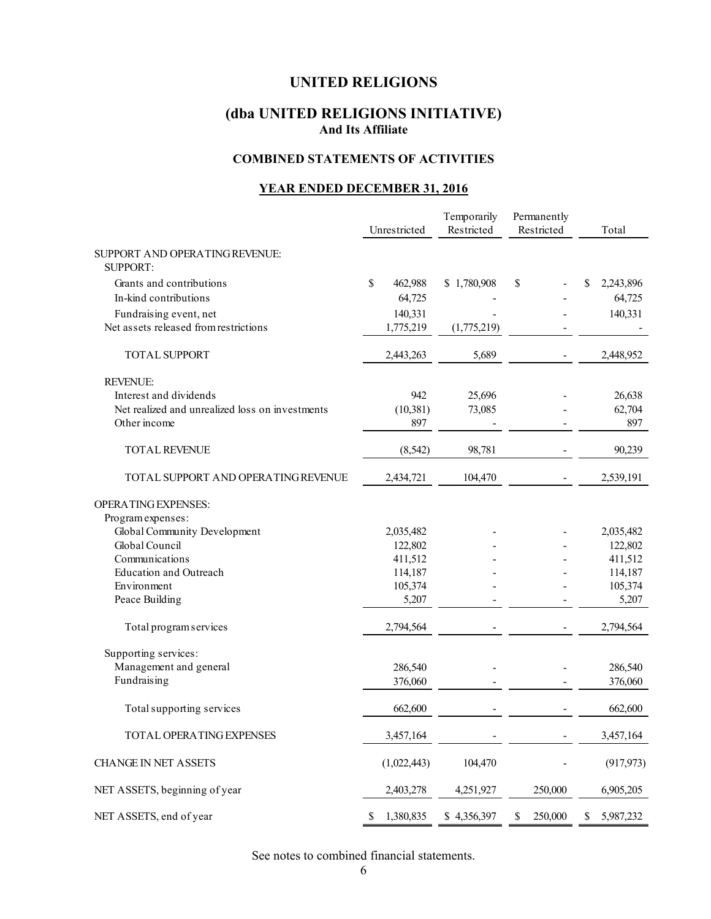# UNITED RELIGIONS

## (dba UNITED RELIGIONS INITIATIVE)

**And Its Affiliate**

### COMBINED STATEMENTS OF ACTIVITIES

### YEAR ENDED DECEMBER 31, 2016

| | Unrestricted | Temporarily Restricted | Permanently Restricted | Total |
|---|---|---|---|---|
| SUPPORT AND OPERATING REVENUE: | | | | |
| SUPPORT: | | | | |
| Grants and contributions | $ 462,988 | $ 1,780,908 | $ - | $ 2,243,896 |
| In-kind contributions | 64,725 | - | - | 64,725 |
| Fundraising event, net | 140,331 | - | - | 140,331 |
| Net assets released from restrictions | 1,775,219 | (1,775,219) | - | - |
| TOTAL SUPPORT | 2,443,263 | 5,689 | - | 2,448,952 |
| REVENUE: | | | | |
| Interest and dividends | 942 | 25,696 | - | 26,638 |
| Net realized and unrealized loss on investments | (10,381) | 73,085 | - | 62,704 |
| Other income | 897 | - | - | 897 |
| TOTAL REVENUE | (8,542) | 98,781 | - | 90,239 |
| TOTAL SUPPORT AND OPERATING REVENUE | 2,434,721 | 104,470 | - | 2,539,191 |
| OPERATING EXPENSES: | | | | |
| Program expenses: | | | | |
| Global Community Development | 2,035,482 | - | - | 2,035,482 |
| Global Council | 122,802 | - | - | 122,802 |
| Communications | 411,512 | - | - | 411,512 |
| Education and Outreach | 114,187 | - | - | 114,187 |
| Environment | 105,374 | - | - | 105,374 |
| Peace Building | 5,207 | - | - | 5,207 |
| Total program services | 2,794,564 | - | - | 2,794,564 |
| Supporting services: | | | | |
| Management and general | 286,540 | - | - | 286,540 |
| Fundraising | 376,060 | - | - | 376,060 |
| Total supporting services | 662,600 | - | - | 662,600 |
| TOTAL OPERATING EXPENSES | 3,457,164 | - | - | 3,457,164 |
| CHANGE IN NET ASSETS | (1,022,443) | 104,470 | - | (917,973) |
| NET ASSETS, beginning of year | 2,403,278 | 4,251,927 | 250,000 | 6,905,205 |
| NET ASSETS, end of year | $ 1,380,835 | $ 4,356,397 | $ 250,000 | $ 5,987,232 |

See notes to combined financial statements.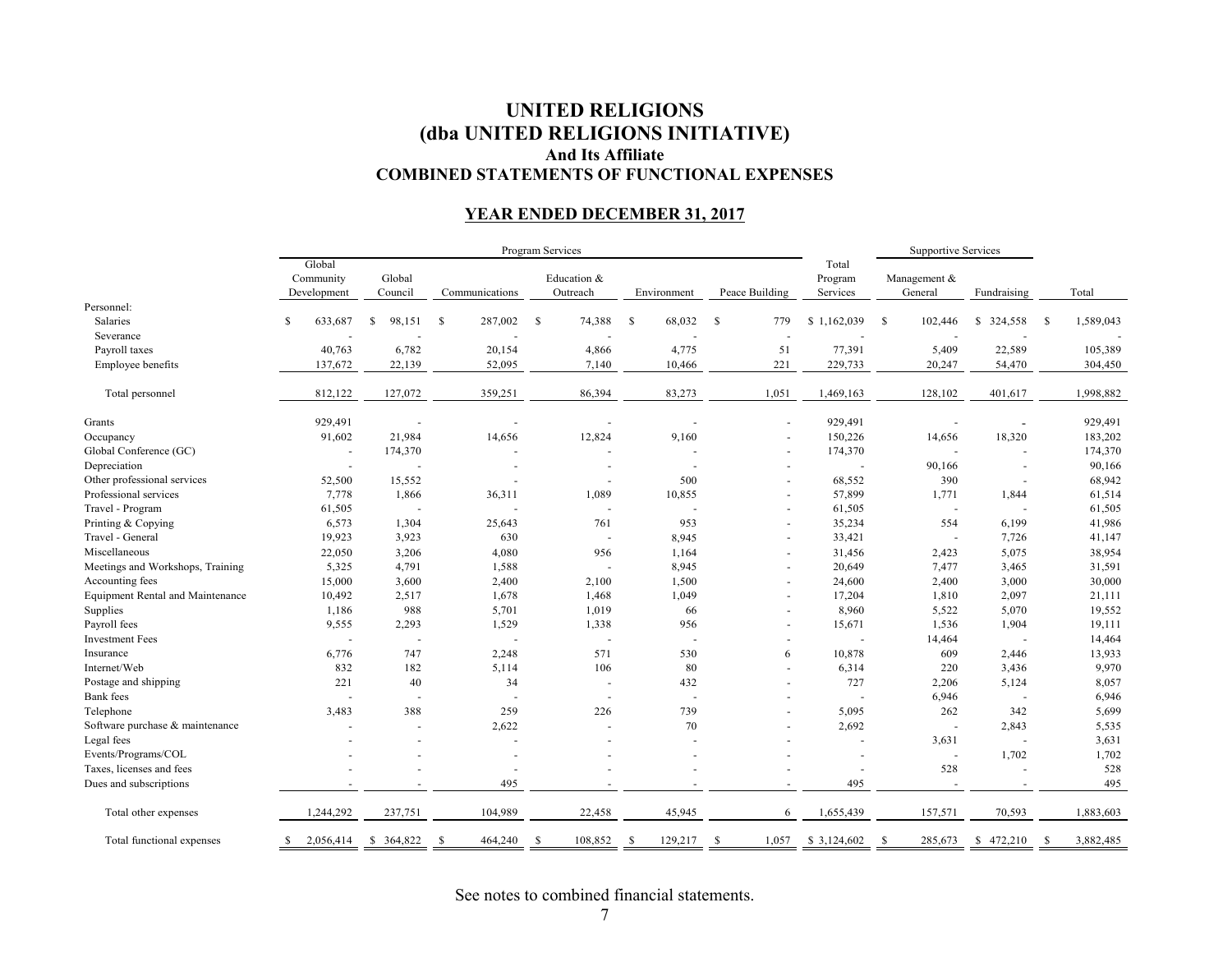# UNITED RELIGIONS
# (dba UNITED RELIGIONS INITIATIVE)
### And Its Affiliate
### COMBINED STATEMENTS OF FUNCTIONAL EXPENSES

## YEAR ENDED DECEMBER 31, 2017

| | Program Services | | | | | | | Supportive Services | | |
|---|---|---|---|---|---|---|---|---|---|---|
| | Global Community Development | Global Council | Communications | Education & Outreach | Environment | Peace Building | Total Program Services | Management & General | Fundraising | Total |
| Personnel: | | | | | | | | | | |
| Salaries | $ 633,687 | $ 98,151 | $ 287,002 | $ 74,388 | $ 68,032 | $ 779 | $ 1,162,039 | $ 102,446 | $ 324,558 | $ 1,589,043 |
| Severance | - | - | - | - | - | - | - | - | - | - |
| Payroll taxes | 40,763 | 6,782 | 20,154 | 4,866 | 4,775 | 51 | 77,391 | 5,409 | 22,589 | 105,389 |
| Employee benefits | 137,672 | 22,139 | 52,095 | 7,140 | 10,466 | 221 | 229,733 | 20,247 | 54,470 | 304,450 |
| Total personnel | 812,122 | 127,072 | 359,251 | 86,394 | 83,273 | 1,051 | 1,469,163 | 128,102 | 401,617 | 1,998,882 |
| Grants | 929,491 | - | - | - | - | - | 929,491 | - | - | 929,491 |
| Occupancy | 91,602 | 21,984 | 14,656 | 12,824 | 9,160 | - | 150,226 | 14,656 | 18,320 | 183,202 |
| Global Conference (GC) | - | 174,370 | - | - | - | - | 174,370 | - | - | 174,370 |
| Depreciation | - | - | - | - | - | - | - | 90,166 | - | 90,166 |
| Other professional services | 52,500 | 15,552 | - | - | 500 | - | 68,552 | 390 | - | 68,942 |
| Professional services | 7,778 | 1,866 | 36,311 | 1,089 | 10,855 | - | 57,899 | 1,771 | 1,844 | 61,514 |
| Travel - Program | 61,505 | - | - | - | - | - | 61,505 | - | - | 61,505 |
| Printing & Copying | 6,573 | 1,304 | 25,643 | 761 | 953 | - | 35,234 | 554 | 6,199 | 41,986 |
| Travel - General | 19,923 | 3,923 | 630 | - | 8,945 | - | 33,421 | - | 7,726 | 41,147 |
| Miscellaneous | 22,050 | 3,206 | 4,080 | 956 | 1,164 | - | 31,456 | 2,423 | 5,075 | 38,954 |
| Meetings and Workshops, Training | 5,325 | 4,791 | 1,588 | - | 8,945 | - | 20,649 | 7,477 | 3,465 | 31,591 |
| Accounting fees | 15,000 | 3,600 | 2,400 | 2,100 | 1,500 | - | 24,600 | 2,400 | 3,000 | 30,000 |
| Equipment Rental and Maintenance | 10,492 | 2,517 | 1,678 | 1,468 | 1,049 | - | 17,204 | 1,810 | 2,097 | 21,111 |
| Supplies | 1,186 | 988 | 5,701 | 1,019 | 66 | - | 8,960 | 5,522 | 5,070 | 19,552 |
| Payroll fees | 9,555 | 2,293 | 1,529 | 1,338 | 956 | - | 15,671 | 1,536 | 1,904 | 19,111 |
| Investment Fees | - | - | - | - | - | - | - | 14,464 | - | 14,464 |
| Insurance | 6,776 | 747 | 2,248 | 571 | 530 | 6 | 10,878 | 609 | 2,446 | 13,933 |
| Internet/Web | 832 | 182 | 5,114 | 106 | 80 | - | 6,314 | 220 | 3,436 | 9,970 |
| Postage and shipping | 221 | 40 | 34 | - | 432 | - | 727 | 2,206 | 5,124 | 8,057 |
| Bank fees | - | - | - | - | - | - | - | 6,946 | - | 6,946 |
| Telephone | 3,483 | 388 | 259 | 226 | 739 | - | 5,095 | 262 | 342 | 5,699 |
| Software purchase & maintenance | - | - | 2,622 | - | 70 | - | 2,692 | - | 2,843 | 5,535 |
| Legal fees | - | - | - | - | - | - | - | 3,631 | - | 3,631 |
| Events/Programs/COL | - | - | - | - | - | - | - | - | 1,702 | 1,702 |
| Taxes, licenses and fees | - | - | - | - | - | - | - | 528 | - | 528 |
| Dues and subscriptions | - | - | 495 | - | - | - | 495 | - | - | 495 |
| Total other expenses | 1,244,292 | 237,751 | 104,989 | 22,458 | 45,945 | 6 | 1,655,439 | 157,571 | 70,593 | 1,883,603 |
| Total functional expenses | $ 2,056,414 | $ 364,822 | $ 464,240 | $ 108,852 | $ 129,217 | $ 1,057 | $ 3,124,602 | $ 285,673 | $ 472,210 | $ 3,882,485 |

See notes to combined financial statements.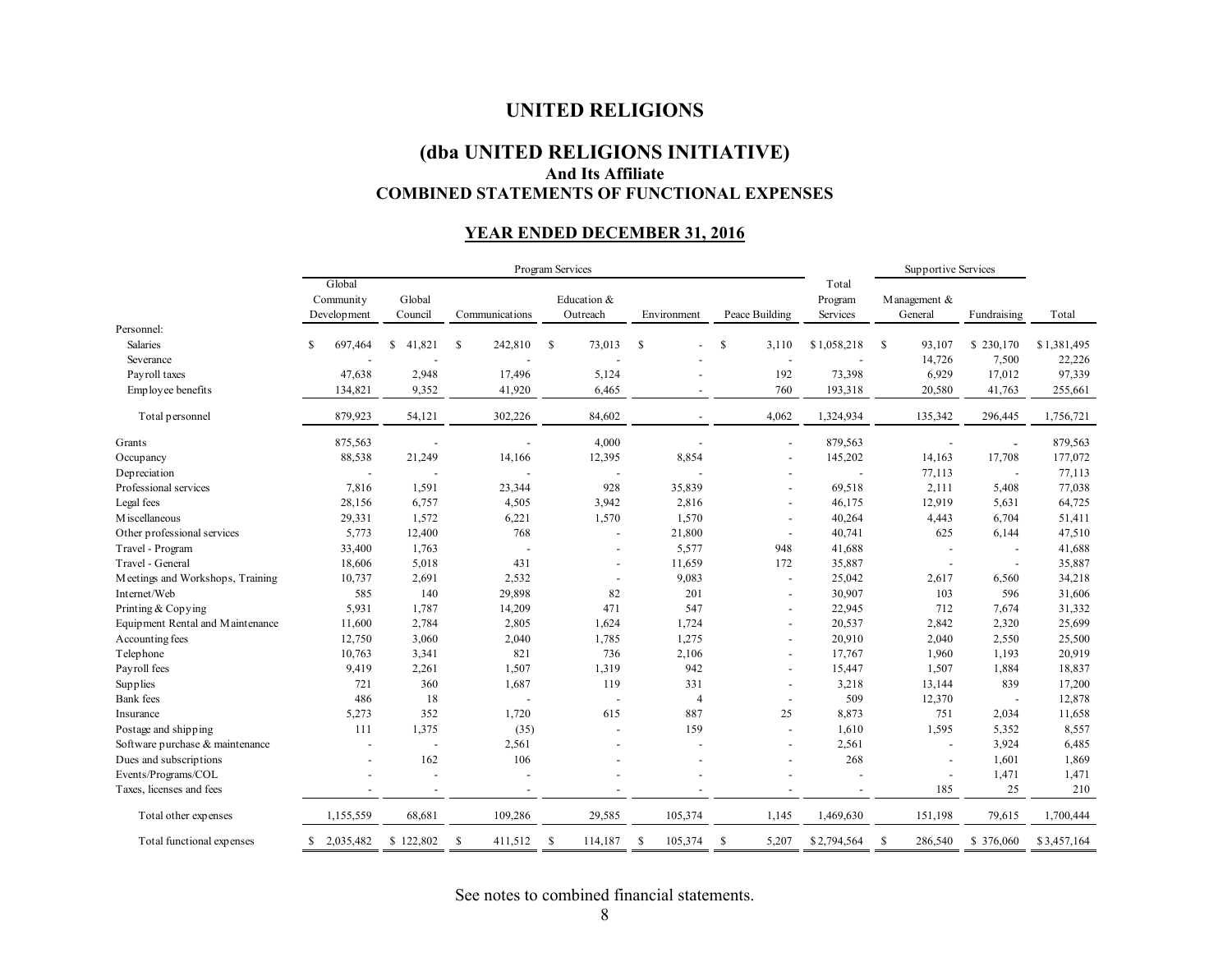# UNITED RELIGIONS

## (dba UNITED RELIGIONS INITIATIVE)

### And Its Affiliate

### COMBINED STATEMENTS OF FUNCTIONAL EXPENSES

### YEAR ENDED DECEMBER 31, 2016

| | Program Services | | | | | | | Supportive Services | | |
|---|---|---|---|---|---|---|---|---|---|---|
| | Global Community Development | Global Council | Communications | Education & Outreach | Environment | Peace Building | Total Program Services | Management & General | Fundraising | Total |
| Personnel: | | | | | | | | | | |
| Salaries | $ 697,464 | $ 41,821 | $ 242,810 | $ 73,013 | $ - | $ 3,110 | $ 1,058,218 | $ 93,107 | $ 230,170 | $ 1,381,495 |
| Severance | - | - | - | - | - | - | - | 14,726 | 7,500 | 22,226 |
| Payroll taxes | 47,638 | 2,948 | 17,496 | 5,124 | - | 192 | 73,398 | 6,929 | 17,012 | 97,339 |
| Employee benefits | 134,821 | 9,352 | 41,920 | 6,465 | - | 760 | 193,318 | 20,580 | 41,763 | 255,661 |
| Total personnel | 879,923 | 54,121 | 302,226 | 84,602 | - | 4,062 | 1,324,934 | 135,342 | 296,445 | 1,756,721 |
| Grants | 875,563 | - | - | 4,000 | - | - | 879,563 | - | - | 879,563 |
| Occupancy | 88,538 | 21,249 | 14,166 | 12,395 | 8,854 | - | 145,202 | 14,163 | 17,708 | 177,072 |
| Depreciation | - | - | - | - | - | - | - | 77,113 | - | 77,113 |
| Professional services | 7,816 | 1,591 | 23,344 | 928 | 35,839 | - | 69,518 | 2,111 | 5,408 | 77,038 |
| Legal fees | 28,156 | 6,757 | 4,505 | 3,942 | 2,816 | - | 46,175 | 12,919 | 5,631 | 64,725 |
| Miscellaneous | 29,331 | 1,572 | 6,221 | 1,570 | 1,570 | - | 40,264 | 4,443 | 6,704 | 51,411 |
| Other professional services | 5,773 | 12,400 | 768 | - | 21,800 | - | 40,741 | 625 | 6,144 | 47,510 |
| Travel - Program | 33,400 | 1,763 | - | - | 5,577 | 948 | 41,688 | - | - | 41,688 |
| Travel - General | 18,606 | 5,018 | 431 | - | 11,659 | 172 | 35,887 | - | - | 35,887 |
| Meetings and Workshops, Training | 10,737 | 2,691 | 2,532 | - | 9,083 | - | 25,042 | 2,617 | 6,560 | 34,218 |
| Internet/Web | 585 | 140 | 29,898 | 82 | 201 | - | 30,907 | 103 | 596 | 31,606 |
| Printing & Copying | 5,931 | 1,787 | 14,209 | 471 | 547 | - | 22,945 | 712 | 7,674 | 31,332 |
| Equipment Rental and Maintenance | 11,600 | 2,784 | 2,805 | 1,624 | 1,724 | - | 20,537 | 2,842 | 2,320 | 25,699 |
| Accounting fees | 12,750 | 3,060 | 2,040 | 1,785 | 1,275 | - | 20,910 | 2,040 | 2,550 | 25,500 |
| Telephone | 10,763 | 3,341 | 821 | 736 | 2,106 | - | 17,767 | 1,960 | 1,193 | 20,919 |
| Payroll fees | 9,419 | 2,261 | 1,507 | 1,319 | 942 | - | 15,447 | 1,507 | 1,884 | 18,837 |
| Supplies | 721 | 360 | 1,687 | 119 | 331 | - | 3,218 | 13,144 | 839 | 17,200 |
| Bank fees | 486 | 18 | - | - | 4 | - | 509 | 12,370 | - | 12,878 |
| Insurance | 5,273 | 352 | 1,720 | 615 | 887 | 25 | 8,873 | 751 | 2,034 | 11,658 |
| Postage and shipping | 111 | 1,375 | (35) | - | 159 | - | 1,610 | 1,595 | 5,352 | 8,557 |
| Software purchase & maintenance | - | - | 2,561 | - | - | - | 2,561 | - | 3,924 | 6,485 |
| Dues and subscriptions | - | 162 | 106 | - | - | - | 268 | - | 1,601 | 1,869 |
| Events/Programs/COL | - | - | - | - | - | - | - | - | 1,471 | 1,471 |
| Taxes, licenses and fees | - | - | - | - | - | - | - | 185 | 25 | 210 |
| Total other expenses | 1,155,559 | 68,681 | 109,286 | 29,585 | 105,374 | 1,145 | 1,469,630 | 151,198 | 79,615 | 1,700,444 |
| Total functional expenses | $ 2,035,482 | $ 122,802 | $ 411,512 | $ 114,187 | $ 105,374 | $ 5,207 | $ 2,794,564 | $ 286,540 | $ 376,060 | $ 3,457,164 |

See notes to combined financial statements.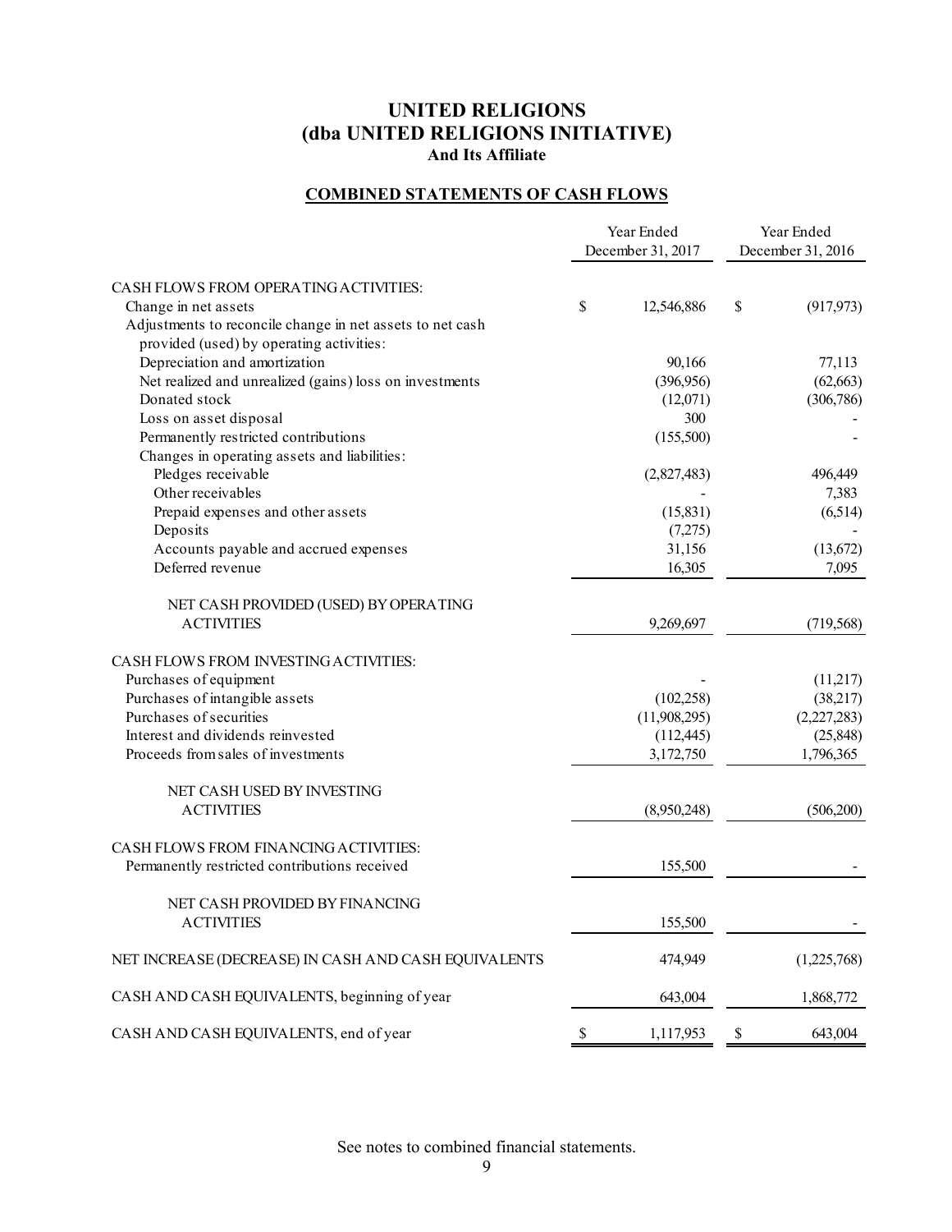# UNITED RELIGIONS
# (dba UNITED RELIGIONS INITIATIVE)
### And Its Affiliate

## COMBINED STATEMENTS OF CASH FLOWS

| | Year Ended December 31, 2017 | Year Ended December 31, 2016 |
|---|---|---|
| CASH FLOWS FROM OPERATING ACTIVITIES: | | |
| Change in net assets | $ 12,546,886 | $ (917,973) |
| Adjustments to reconcile change in net assets to net cash provided (used) by operating activities: | | |
| Depreciation and amortization | 90,166 | 77,113 |
| Net realized and unrealized (gains) loss on investments | (396,956) | (62,663) |
| Donated stock | (12,071) | (306,786) |
| Loss on asset disposal | 300 | - |
| Permanently restricted contributions | (155,500) | - |
| Changes in operating assets and liabilities: | | |
| Pledges receivable | (2,827,483) | 496,449 |
| Other receivables | - | 7,383 |
| Prepaid expenses and other assets | (15,831) | (6,514) |
| Deposits | (7,275) | - |
| Accounts payable and accrued expenses | 31,156 | (13,672) |
| Deferred revenue | 16,305 | 7,095 |
| NET CASH PROVIDED (USED) BY OPERATING ACTIVITIES | 9,269,697 | (719,568) |
| CASH FLOWS FROM INVESTING ACTIVITIES: | | |
| Purchases of equipment | - | (11,217) |
| Purchases of intangible assets | (102,258) | (38,217) |
| Purchases of securities | (11,908,295) | (2,227,283) |
| Interest and dividends reinvested | (112,445) | (25,848) |
| Proceeds from sales of investments | 3,172,750 | 1,796,365 |
| NET CASH USED BY INVESTING ACTIVITIES | (8,950,248) | (506,200) |
| CASH FLOWS FROM FINANCING ACTIVITIES: | | |
| Permanently restricted contributions received | 155,500 | - |
| NET CASH PROVIDED BY FINANCING ACTIVITIES | 155,500 | - |
| NET INCREASE (DECREASE) IN CASH AND CASH EQUIVALENTS | 474,949 | (1,225,768) |
| CASH AND CASH EQUIVALENTS, beginning of year | 643,004 | 1,868,772 |
| CASH AND CASH EQUIVALENTS, end of year | $ 1,117,953 | $ 643,004 |

See notes to combined financial statements.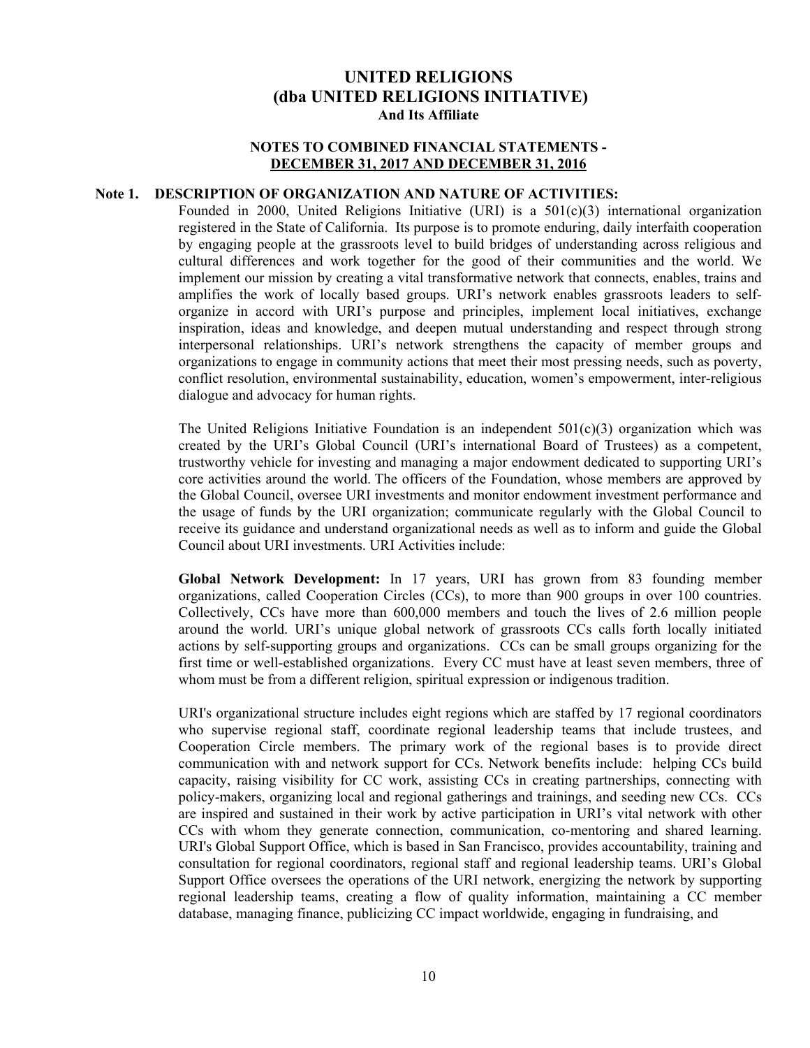# UNITED RELIGIONS
# (dba UNITED RELIGIONS INITIATIVE)
### And Its Affiliate

### NOTES TO COMBINED FINANCIAL STATEMENTS - DECEMBER 31, 2017 AND DECEMBER 31, 2016

## Note 1. DESCRIPTION OF ORGANIZATION AND NATURE OF ACTIVITIES:

Founded in 2000, United Religions Initiative (URI) is a 501(c)(3) international organization registered in the State of California. Its purpose is to promote enduring, daily interfaith cooperation by engaging people at the grassroots level to build bridges of understanding across religious and cultural differences and work together for the good of their communities and the world. We implement our mission by creating a vital transformative network that connects, enables, trains and amplifies the work of locally based groups. URI's network enables grassroots leaders to self-organize in accord with URI's purpose and principles, implement local initiatives, exchange inspiration, ideas and knowledge, and deepen mutual understanding and respect through strong interpersonal relationships. URI's network strengthens the capacity of member groups and organizations to engage in community actions that meet their most pressing needs, such as poverty, conflict resolution, environmental sustainability, education, women's empowerment, inter-religious dialogue and advocacy for human rights.

The United Religions Initiative Foundation is an independent 501(c)(3) organization which was created by the URI's Global Council (URI's international Board of Trustees) as a competent, trustworthy vehicle for investing and managing a major endowment dedicated to supporting URI's core activities around the world. The officers of the Foundation, whose members are approved by the Global Council, oversee URI investments and monitor endowment investment performance and the usage of funds by the URI organization; communicate regularly with the Global Council to receive its guidance and understand organizational needs as well as to inform and guide the Global Council about URI investments. URI Activities include:

**Global Network Development:** In 17 years, URI has grown from 83 founding member organizations, called Cooperation Circles (CCs), to more than 900 groups in over 100 countries. Collectively, CCs have more than 600,000 members and touch the lives of 2.6 million people around the world. URI's unique global network of grassroots CCs calls forth locally initiated actions by self-supporting groups and organizations. CCs can be small groups organizing for the first time or well-established organizations. Every CC must have at least seven members, three of whom must be from a different religion, spiritual expression or indigenous tradition.

URI's organizational structure includes eight regions which are staffed by 17 regional coordinators who supervise regional staff, coordinate regional leadership teams that include trustees, and Cooperation Circle members. The primary work of the regional bases is to provide direct communication with and network support for CCs. Network benefits include: helping CCs build capacity, raising visibility for CC work, assisting CCs in creating partnerships, connecting with policy-makers, organizing local and regional gatherings and trainings, and seeding new CCs. CCs are inspired and sustained in their work by active participation in URI's vital network with other CCs with whom they generate connection, communication, co-mentoring and shared learning. URI's Global Support Office, which is based in San Francisco, provides accountability, training and consultation for regional coordinators, regional staff and regional leadership teams. URI's Global Support Office oversees the operations of the URI network, energizing the network by supporting regional leadership teams, creating a flow of quality information, maintaining a CC member database, managing finance, publicizing CC impact worldwide, engaging in fundraising, and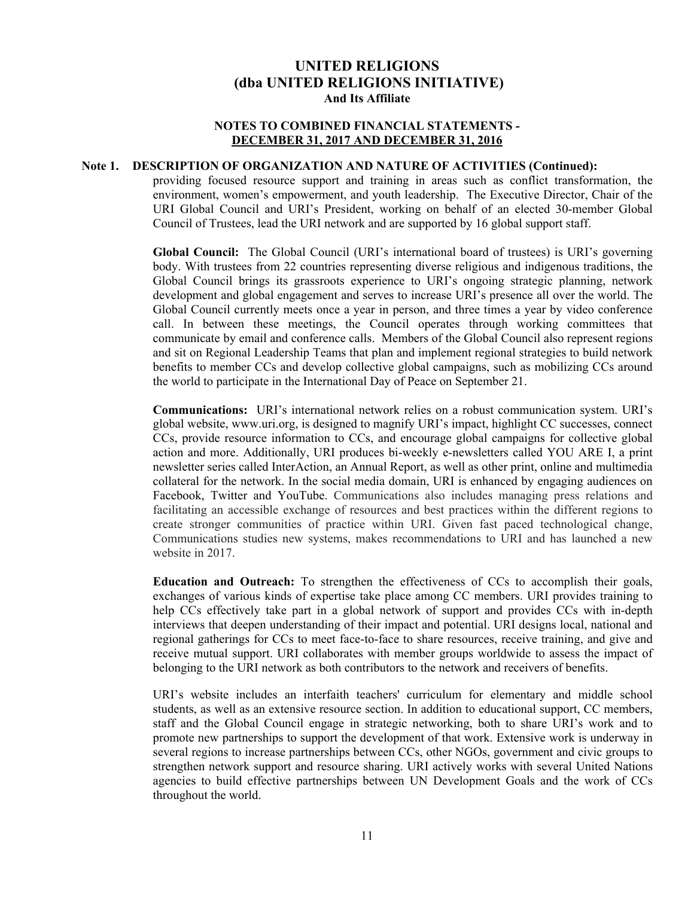# UNITED RELIGIONS
# (dba UNITED RELIGIONS INITIATIVE)
### And Its Affiliate

### NOTES TO COMBINED FINANCIAL STATEMENTS - DECEMBER 31, 2017 AND DECEMBER 31, 2016

**Note 1. DESCRIPTION OF ORGANIZATION AND NATURE OF ACTIVITIES (Continued):**

providing focused resource support and training in areas such as conflict transformation, the environment, women's empowerment, and youth leadership. The Executive Director, Chair of the URI Global Council and URI's President, working on behalf of an elected 30-member Global Council of Trustees, lead the URI network and are supported by 16 global support staff.

**Global Council:** The Global Council (URI's international board of trustees) is URI's governing body. With trustees from 22 countries representing diverse religious and indigenous traditions, the Global Council brings its grassroots experience to URI's ongoing strategic planning, network development and global engagement and serves to increase URI's presence all over the world. The Global Council currently meets once a year in person, and three times a year by video conference call. In between these meetings, the Council operates through working committees that communicate by email and conference calls. Members of the Global Council also represent regions and sit on Regional Leadership Teams that plan and implement regional strategies to build network benefits to member CCs and develop collective global campaigns, such as mobilizing CCs around the world to participate in the International Day of Peace on September 21.

**Communications:** URI's international network relies on a robust communication system. URI's global website, www.uri.org, is designed to magnify URI's impact, highlight CC successes, connect CCs, provide resource information to CCs, and encourage global campaigns for collective global action and more. Additionally, URI produces bi-weekly e-newsletters called YOU ARE I, a print newsletter series called InterAction, an Annual Report, as well as other print, online and multimedia collateral for the network. In the social media domain, URI is enhanced by engaging audiences on Facebook, Twitter and YouTube. Communications also includes managing press relations and facilitating an accessible exchange of resources and best practices within the different regions to create stronger communities of practice within URI. Given fast paced technological change, Communications studies new systems, makes recommendations to URI and has launched a new website in 2017.

**Education and Outreach:** To strengthen the effectiveness of CCs to accomplish their goals, exchanges of various kinds of expertise take place among CC members. URI provides training to help CCs effectively take part in a global network of support and provides CCs with in-depth interviews that deepen understanding of their impact and potential. URI designs local, national and regional gatherings for CCs to meet face-to-face to share resources, receive training, and give and receive mutual support. URI collaborates with member groups worldwide to assess the impact of belonging to the URI network as both contributors to the network and receivers of benefits.

URI's website includes an interfaith teachers' curriculum for elementary and middle school students, as well as an extensive resource section. In addition to educational support, CC members, staff and the Global Council engage in strategic networking, both to share URI's work and to promote new partnerships to support the development of that work. Extensive work is underway in several regions to increase partnerships between CCs, other NGOs, government and civic groups to strengthen network support and resource sharing. URI actively works with several United Nations agencies to build effective partnerships between UN Development Goals and the work of CCs throughout the world.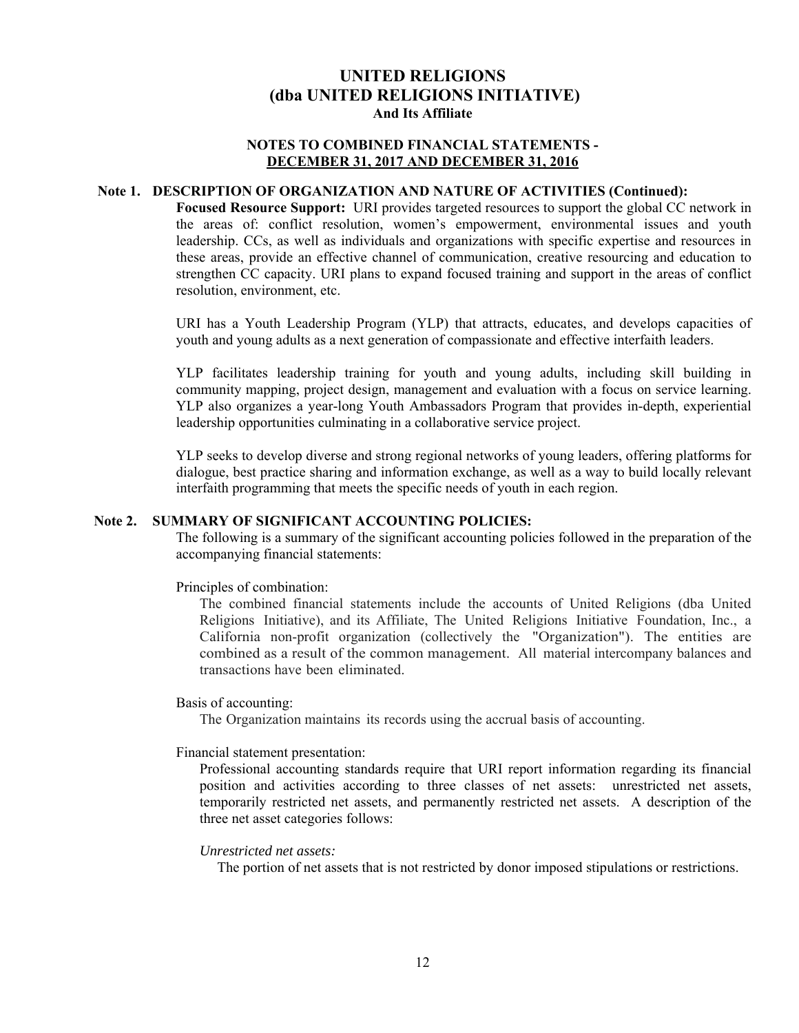# UNITED RELIGIONS
# (dba UNITED RELIGIONS INITIATIVE)
### And Its Affiliate

### NOTES TO COMBINED FINANCIAL STATEMENTS - DECEMBER 31, 2017 AND DECEMBER 31, 2016

## Note 1. DESCRIPTION OF ORGANIZATION AND NATURE OF ACTIVITIES (Continued):

**Focused Resource Support:** URI provides targeted resources to support the global CC network in the areas of: conflict resolution, women's empowerment, environmental issues and youth leadership. CCs, as well as individuals and organizations with specific expertise and resources in these areas, provide an effective channel of communication, creative resourcing and education to strengthen CC capacity. URI plans to expand focused training and support in the areas of conflict resolution, environment, etc.

URI has a Youth Leadership Program (YLP) that attracts, educates, and develops capacities of youth and young adults as a next generation of compassionate and effective interfaith leaders.

YLP facilitates leadership training for youth and young adults, including skill building in community mapping, project design, management and evaluation with a focus on service learning. YLP also organizes a year-long Youth Ambassadors Program that provides in-depth, experiential leadership opportunities culminating in a collaborative service project.

YLP seeks to develop diverse and strong regional networks of young leaders, offering platforms for dialogue, best practice sharing and information exchange, as well as a way to build locally relevant interfaith programming that meets the specific needs of youth in each region.

## Note 2. SUMMARY OF SIGNIFICANT ACCOUNTING POLICIES:

The following is a summary of the significant accounting policies followed in the preparation of the accompanying financial statements:

Principles of combination:

The combined financial statements include the accounts of United Religions (dba United Religions Initiative), and its Affiliate, The United Religions Initiative Foundation, Inc., a California non-profit organization (collectively the "Organization"). The entities are combined as a result of the common management. All material intercompany balances and transactions have been eliminated.

Basis of accounting:

The Organization maintains its records using the accrual basis of accounting.

Financial statement presentation:

Professional accounting standards require that URI report information regarding its financial position and activities according to three classes of net assets: unrestricted net assets, temporarily restricted net assets, and permanently restricted net assets. A description of the three net asset categories follows:

*Unrestricted net assets:*

The portion of net assets that is not restricted by donor imposed stipulations or restrictions.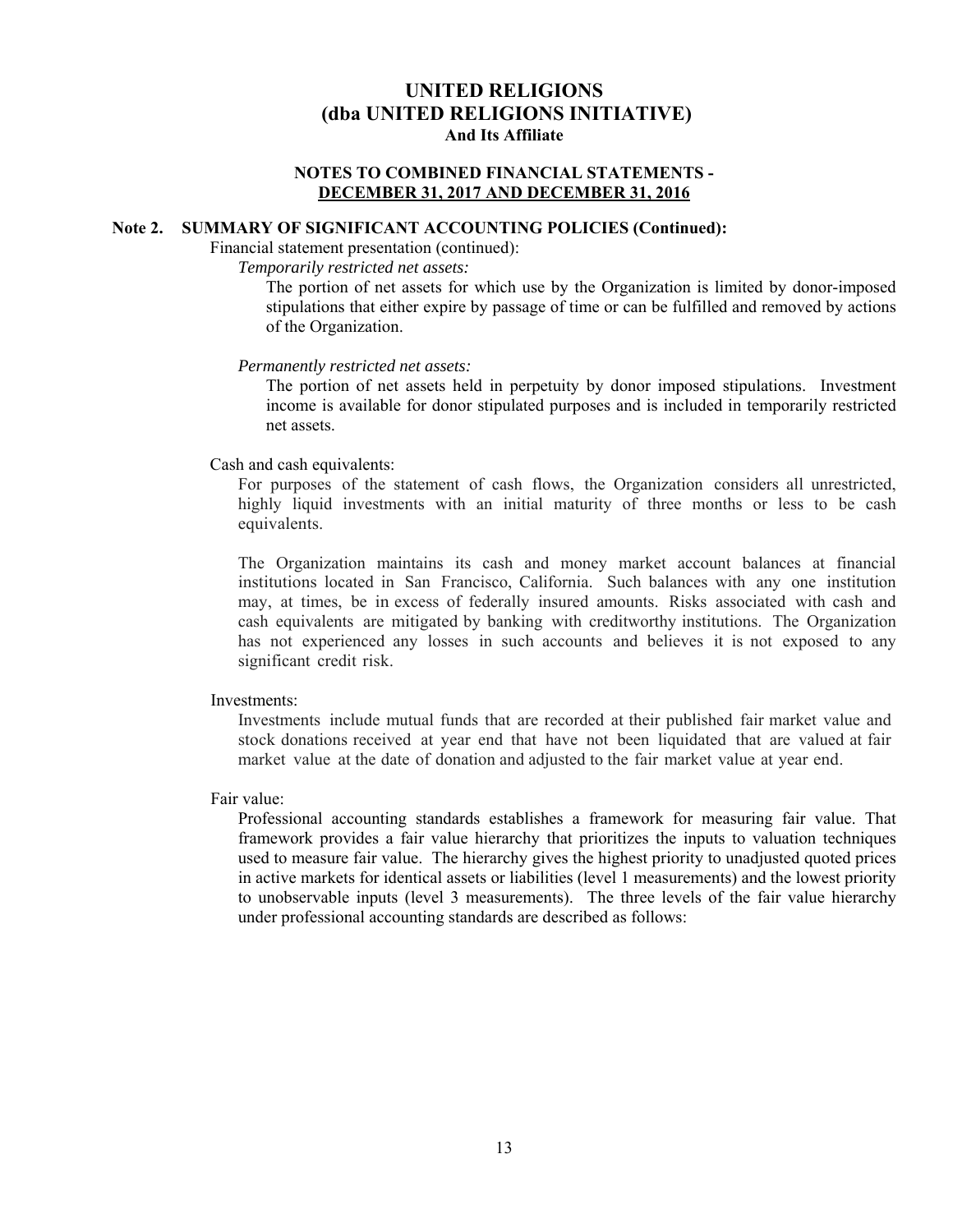# UNITED RELIGIONS
# (dba UNITED RELIGIONS INITIATIVE)
## And Its Affiliate

### NOTES TO COMBINED FINANCIAL STATEMENTS - DECEMBER 31, 2017 AND DECEMBER 31, 2016

**Note 2. SUMMARY OF SIGNIFICANT ACCOUNTING POLICIES (Continued):**

Financial statement presentation (continued):

*Temporarily restricted net assets:*

The portion of net assets for which use by the Organization is limited by donor-imposed stipulations that either expire by passage of time or can be fulfilled and removed by actions of the Organization.

*Permanently restricted net assets:*

The portion of net assets held in perpetuity by donor imposed stipulations. Investment income is available for donor stipulated purposes and is included in temporarily restricted net assets.

Cash and cash equivalents:

For purposes of the statement of cash flows, the Organization considers all unrestricted, highly liquid investments with an initial maturity of three months or less to be cash equivalents.

The Organization maintains its cash and money market account balances at financial institutions located in San Francisco, California. Such balances with any one institution may, at times, be in excess of federally insured amounts. Risks associated with cash and cash equivalents are mitigated by banking with creditworthy institutions. The Organization has not experienced any losses in such accounts and believes it is not exposed to any significant credit risk.

Investments:

Investments include mutual funds that are recorded at their published fair market value and stock donations received at year end that have not been liquidated that are valued at fair market value at the date of donation and adjusted to the fair market value at year end.

Fair value:

Professional accounting standards establishes a framework for measuring fair value. That framework provides a fair value hierarchy that prioritizes the inputs to valuation techniques used to measure fair value. The hierarchy gives the highest priority to unadjusted quoted prices in active markets for identical assets or liabilities (level 1 measurements) and the lowest priority to unobservable inputs (level 3 measurements). The three levels of the fair value hierarchy under professional accounting standards are described as follows: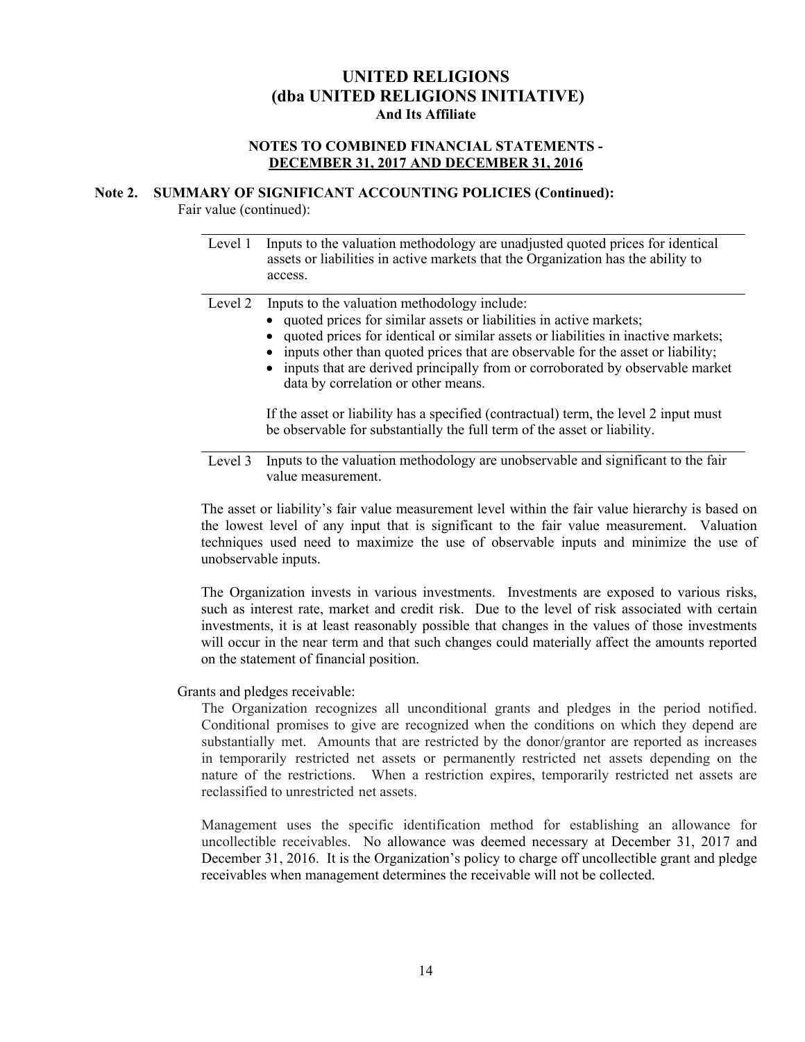# UNITED RELIGIONS
# (dba UNITED RELIGIONS INITIATIVE)
### And Its Affiliate

### NOTES TO COMBINED FINANCIAL STATEMENTS - DECEMBER 31, 2017 AND DECEMBER 31, 2016

## Note 2. SUMMARY OF SIGNIFICANT ACCOUNTING POLICIES (Continued):

Fair value (continued):

| Level | Description |
|---|---|
| Level 1 | Inputs to the valuation methodology are unadjusted quoted prices for identical assets or liabilities in active markets that the Organization has the ability to access. |
| Level 2 | Inputs to the valuation methodology include:<br>• quoted prices for similar assets or liabilities in active markets;<br>• quoted prices for identical or similar assets or liabilities in inactive markets;<br>• inputs other than quoted prices that are observable for the asset or liability;<br>• inputs that are derived principally from or corroborated by observable market data by correlation or other means.<br><br>If the asset or liability has a specified (contractual) term, the level 2 input must be observable for substantially the full term of the asset or liability. |
| Level 3 | Inputs to the valuation methodology are unobservable and significant to the fair value measurement. |

The asset or liability's fair value measurement level within the fair value hierarchy is based on the lowest level of any input that is significant to the fair value measurement. Valuation techniques used need to maximize the use of observable inputs and minimize the use of unobservable inputs.

The Organization invests in various investments. Investments are exposed to various risks, such as interest rate, market and credit risk. Due to the level of risk associated with certain investments, it is at least reasonably possible that changes in the values of those investments will occur in the near term and that such changes could materially affect the amounts reported on the statement of financial position.

Grants and pledges receivable:

The Organization recognizes all unconditional grants and pledges in the period notified. Conditional promises to give are recognized when the conditions on which they depend are substantially met. Amounts that are restricted by the donor/grantor are reported as increases in temporarily restricted net assets or permanently restricted net assets depending on the nature of the restrictions. When a restriction expires, temporarily restricted net assets are reclassified to unrestricted net assets.

Management uses the specific identification method for establishing an allowance for uncollectible receivables. No allowance was deemed necessary at December 31, 2017 and December 31, 2016. It is the Organization's policy to charge off uncollectible grant and pledge receivables when management determines the receivable will not be collected.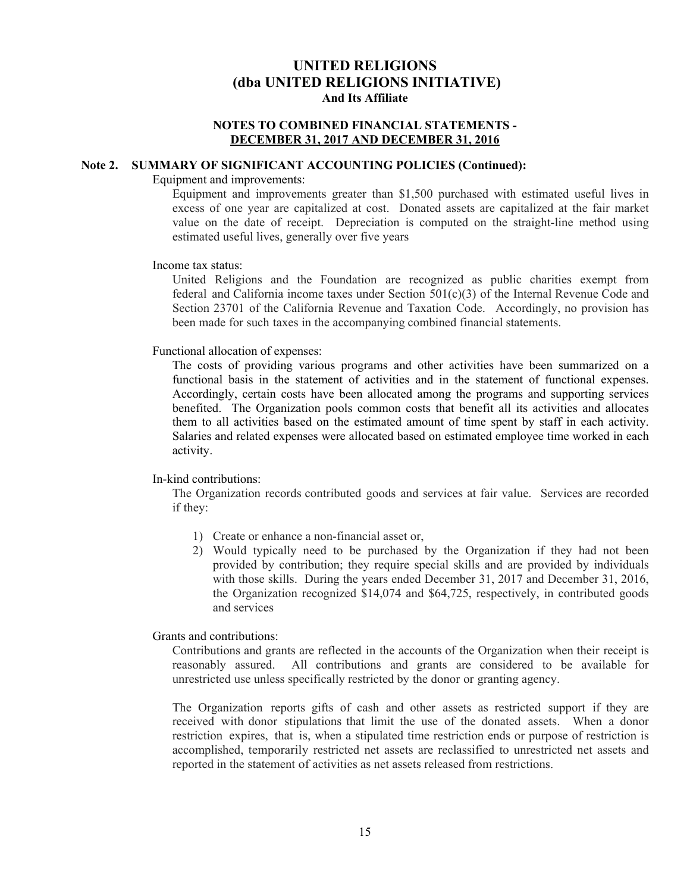# UNITED RELIGIONS
## (dba UNITED RELIGIONS INITIATIVE)
### And Its Affiliate

### NOTES TO COMBINED FINANCIAL STATEMENTS - DECEMBER 31, 2017 AND DECEMBER 31, 2016

**Note 2. SUMMARY OF SIGNIFICANT ACCOUNTING POLICIES (Continued):**

Equipment and improvements:

Equipment and improvements greater than $1,500 purchased with estimated useful lives in excess of one year are capitalized at cost. Donated assets are capitalized at the fair market value on the date of receipt. Depreciation is computed on the straight-line method using estimated useful lives, generally over five years

Income tax status:

United Religions and the Foundation are recognized as public charities exempt from federal and California income taxes under Section 501(c)(3) of the Internal Revenue Code and Section 23701 of the California Revenue and Taxation Code. Accordingly, no provision has been made for such taxes in the accompanying combined financial statements.

Functional allocation of expenses:

The costs of providing various programs and other activities have been summarized on a functional basis in the statement of activities and in the statement of functional expenses. Accordingly, certain costs have been allocated among the programs and supporting services benefited. The Organization pools common costs that benefit all its activities and allocates them to all activities based on the estimated amount of time spent by staff in each activity. Salaries and related expenses were allocated based on estimated employee time worked in each activity.

In-kind contributions:

The Organization records contributed goods and services at fair value. Services are recorded if they:

1) Create or enhance a non-financial asset or,
2) Would typically need to be purchased by the Organization if they had not been provided by contribution; they require special skills and are provided by individuals with those skills. During the years ended December 31, 2017 and December 31, 2016, the Organization recognized $14,074 and $64,725, respectively, in contributed goods and services

Grants and contributions:

Contributions and grants are reflected in the accounts of the Organization when their receipt is reasonably assured. All contributions and grants are considered to be available for unrestricted use unless specifically restricted by the donor or granting agency.

The Organization reports gifts of cash and other assets as restricted support if they are received with donor stipulations that limit the use of the donated assets. When a donor restriction expires, that is, when a stipulated time restriction ends or purpose of restriction is accomplished, temporarily restricted net assets are reclassified to unrestricted net assets and reported in the statement of activities as net assets released from restrictions.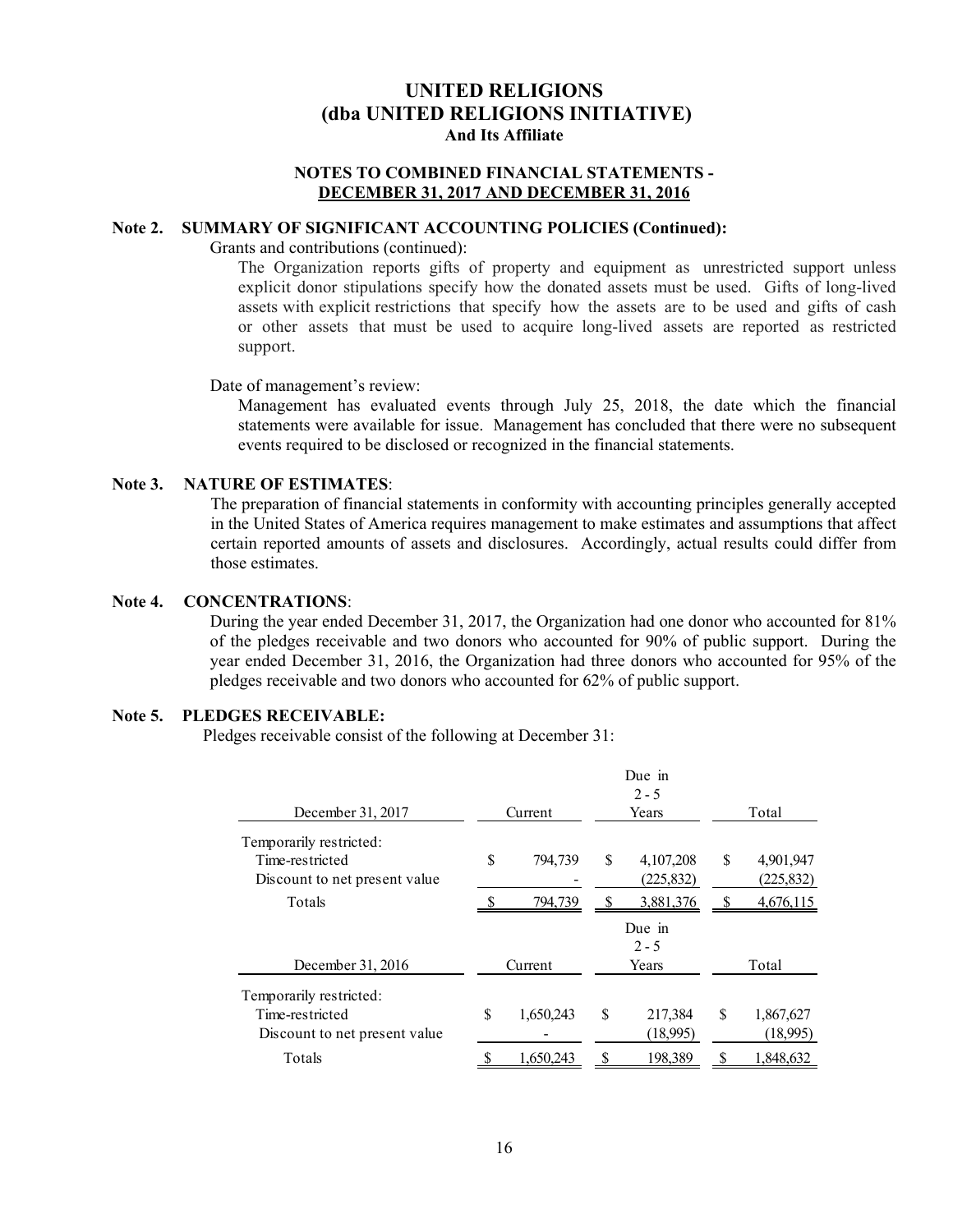# UNITED RELIGIONS
## (dba UNITED RELIGIONS INITIATIVE)
### And Its Affiliate

**NOTES TO COMBINED FINANCIAL STATEMENTS - DECEMBER 31, 2017 AND DECEMBER 31, 2016**

**Note 2. SUMMARY OF SIGNIFICANT ACCOUNTING POLICIES (Continued):**

Grants and contributions (continued):

The Organization reports gifts of property and equipment as unrestricted support unless explicit donor stipulations specify how the donated assets must be used. Gifts of long-lived assets with explicit restrictions that specify how the assets are to be used and gifts of cash or other assets that must be used to acquire long-lived assets are reported as restricted support.

Date of management's review:

Management has evaluated events through July 25, 2018, the date which the financial statements were available for issue. Management has concluded that there were no subsequent events required to be disclosed or recognized in the financial statements.

**Note 3. NATURE OF ESTIMATES**:

The preparation of financial statements in conformity with accounting principles generally accepted in the United States of America requires management to make estimates and assumptions that affect certain reported amounts of assets and disclosures. Accordingly, actual results could differ from those estimates.

**Note 4. CONCENTRATIONS**:

During the year ended December 31, 2017, the Organization had one donor who accounted for 81% of the pledges receivable and two donors who accounted for 90% of public support. During the year ended December 31, 2016, the Organization had three donors who accounted for 95% of the pledges receivable and two donors who accounted for 62% of public support.

**Note 5. PLEDGES RECEIVABLE:**

Pledges receivable consist of the following at December 31:

| December 31, 2017 | Current | Due in 2 - 5 Years | Total |
|---|---|---|---|
| Temporarily restricted: | | | |
| Time-restricted | $ 794,739 | $ 4,107,208 | $ 4,901,947 |
| Discount to net present value | - | (225,832) | (225,832) |
| Totals | $ 794,739 | $ 3,881,376 | $ 4,676,115 |

| December 31, 2016 | Current | Due in 2 - 5 Years | Total |
|---|---|---|---|
| Temporarily restricted: | | | |
| Time-restricted | $ 1,650,243 | $ 217,384 | $ 1,867,627 |
| Discount to net present value | - | (18,995) | (18,995) |
| Totals | $ 1,650,243 | $ 198,389 | $ 1,848,632 |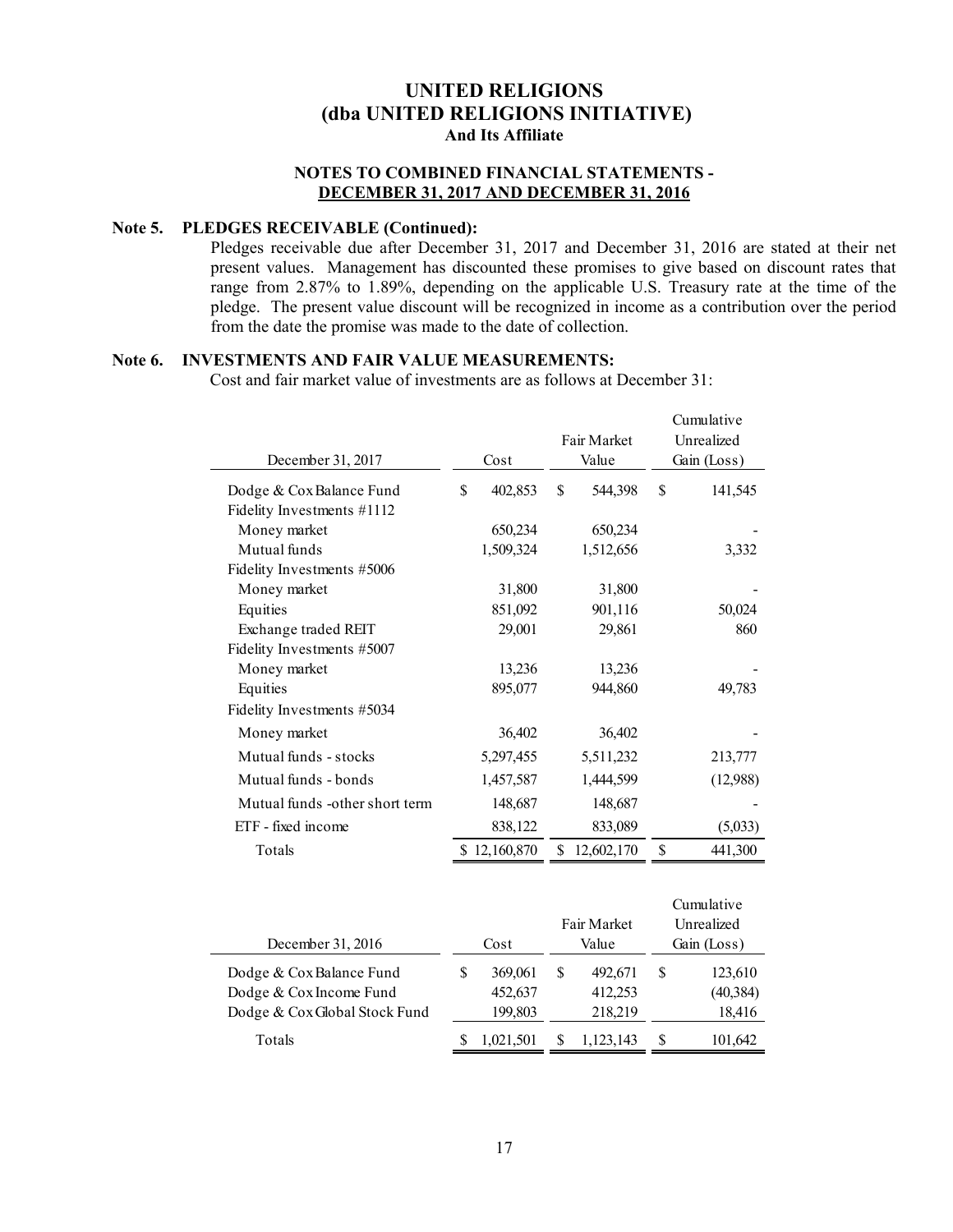# UNITED RELIGIONS
# (dba UNITED RELIGIONS INITIATIVE)
### And Its Affiliate

### NOTES TO COMBINED FINANCIAL STATEMENTS - DECEMBER 31, 2017 AND DECEMBER 31, 2016

## Note 5. PLEDGES RECEIVABLE (Continued):

Pledges receivable due after December 31, 2017 and December 31, 2016 are stated at their net present values. Management has discounted these promises to give based on discount rates that range from 2.87% to 1.89%, depending on the applicable U.S. Treasury rate at the time of the pledge. The present value discount will be recognized in income as a contribution over the period from the date the promise was made to the date of collection.

## Note 6. INVESTMENTS AND FAIR VALUE MEASUREMENTS:

Cost and fair market value of investments are as follows at December 31:

| December 31, 2017 | Cost | Fair Market Value | Cumulative Unrealized Gain (Loss) |
|---|---|---|---|
| Dodge & Cox Balance Fund | $ 402,853 | $ 544,398 | $ 141,545 |
| Fidelity Investments #1112 | | | |
| Money market | 650,234 | 650,234 | - |
| Mutual funds | 1,509,324 | 1,512,656 | 3,332 |
| Fidelity Investments #5006 | | | |
| Money market | 31,800 | 31,800 | - |
| Equities | 851,092 | 901,116 | 50,024 |
| Exchange traded REIT | 29,001 | 29,861 | 860 |
| Fidelity Investments #5007 | | | |
| Money market | 13,236 | 13,236 | - |
| Equities | 895,077 | 944,860 | 49,783 |
| Fidelity Investments #5034 | | | |
| Money market | 36,402 | 36,402 | - |
| Mutual funds - stocks | 5,297,455 | 5,511,232 | 213,777 |
| Mutual funds - bonds | 1,457,587 | 1,444,599 | (12,988) |
| Mutual funds -other short term | 148,687 | 148,687 | - |
| ETF - fixed income | 838,122 | 833,089 | (5,033) |
| Totals | $ 12,160,870 | $ 12,602,170 | $ 441,300 |

| December 31, 2016 | Cost | Fair Market Value | Cumulative Unrealized Gain (Loss) |
|---|---|---|---|
| Dodge & Cox Balance Fund | $ 369,061 | $ 492,671 | $ 123,610 |
| Dodge & Cox Income Fund | 452,637 | 412,253 | (40,384) |
| Dodge & Cox Global Stock Fund | 199,803 | 218,219 | 18,416 |
| Totals | $ 1,021,501 | $ 1,123,143 | $ 101,642 |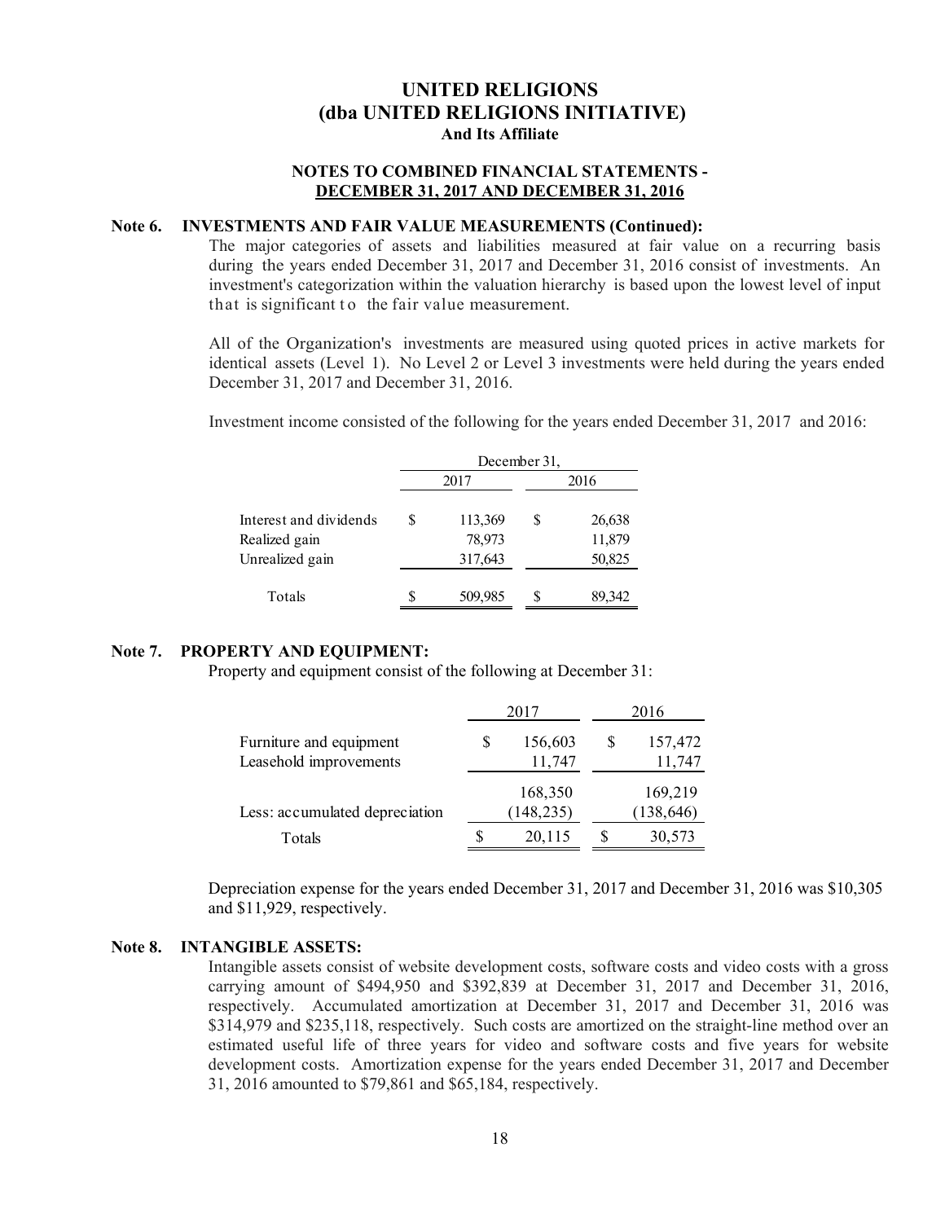# UNITED RELIGIONS
# (dba UNITED RELIGIONS INITIATIVE)
### And Its Affiliate

**NOTES TO COMBINED FINANCIAL STATEMENTS -**
**DECEMBER 31, 2017 AND DECEMBER 31, 2016**

## Note 6. INVESTMENTS AND FAIR VALUE MEASUREMENTS (Continued):

The major categories of assets and liabilities measured at fair value on a recurring basis during the years ended December 31, 2017 and December 31, 2016 consist of investments. An investment's categorization within the valuation hierarchy is based upon the lowest level of input that is significant to the fair value measurement.

All of the Organization's investments are measured using quoted prices in active markets for identical assets (Level 1). No Level 2 or Level 3 investments were held during the years ended December 31, 2017 and December 31, 2016.

Investment income consisted of the following for the years ended December 31, 2017 and 2016:

| | December 31, | |
|---|---|---|
| | 2017 | 2016 |
| Interest and dividends | $ 113,369 | $ 26,638 |
| Realized gain | 78,973 | 11,879 |
| Unrealized gain | 317,643 | 50,825 |
| Totals | $ 509,985 | $ 89,342 |

## Note 7. PROPERTY AND EQUIPMENT:

Property and equipment consist of the following at December 31:

| | 2017 | 2016 |
|---|---|---|
| Furniture and equipment | $ 156,603 | $ 157,472 |
| Leasehold improvements | 11,747 | 11,747 |
| | 168,350 | 169,219 |
| Less: accumulated depreciation | (148,235) | (138,646) |
| Totals | $ 20,115 | $ 30,573 |

Depreciation expense for the years ended December 31, 2017 and December 31, 2016 was $10,305 and $11,929, respectively.

## Note 8. INTANGIBLE ASSETS:

Intangible assets consist of website development costs, software costs and video costs with a gross carrying amount of $494,950 and $392,839 at December 31, 2017 and December 31, 2016, respectively. Accumulated amortization at December 31, 2017 and December 31, 2016 was $314,979 and $235,118, respectively. Such costs are amortized on the straight-line method over an estimated useful life of three years for video and software costs and five years for website development costs. Amortization expense for the years ended December 31, 2017 and December 31, 2016 amounted to $79,861 and $65,184, respectively.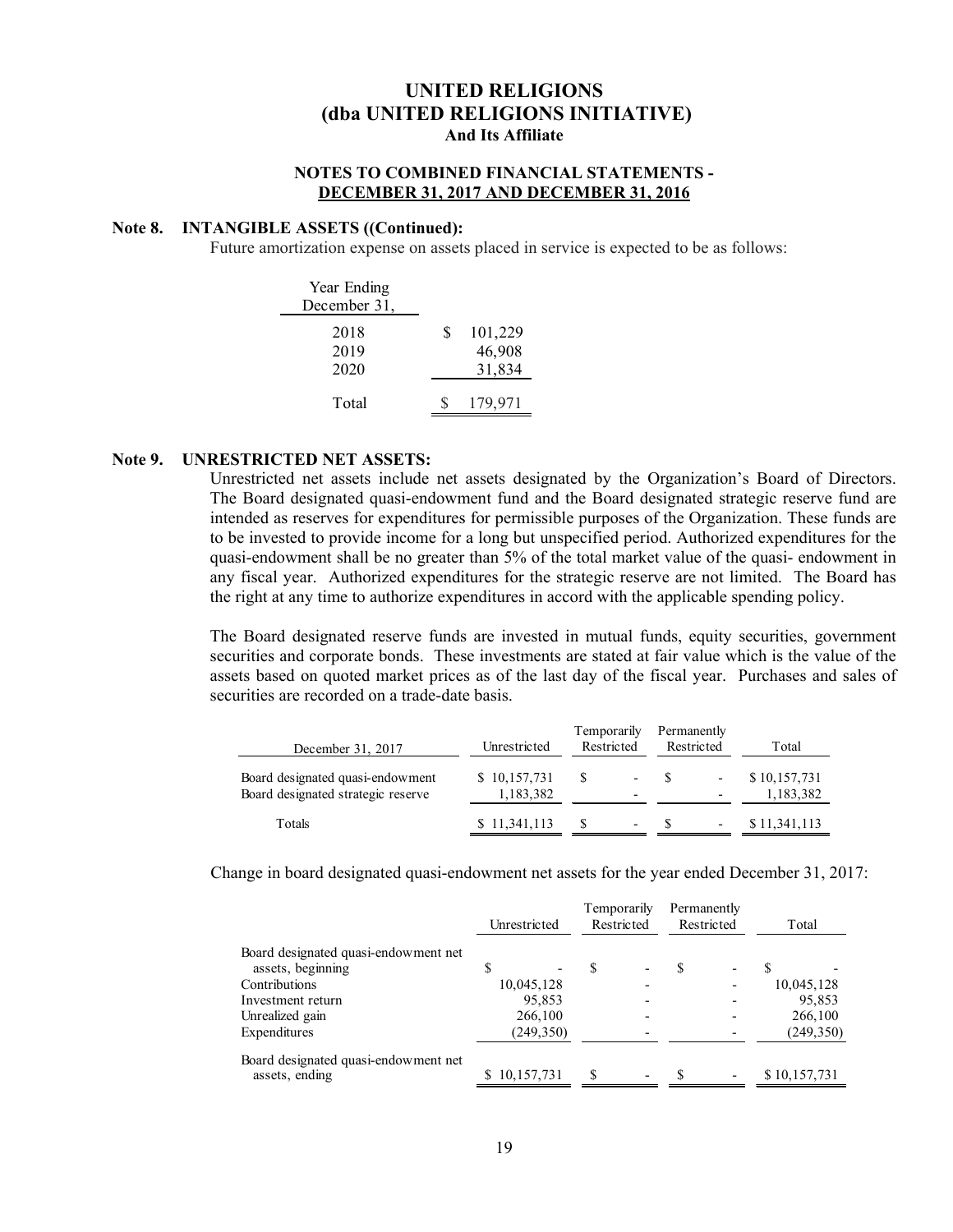# UNITED RELIGIONS
# (dba UNITED RELIGIONS INITIATIVE)
### And Its Affiliate

### NOTES TO COMBINED FINANCIAL STATEMENTS - DECEMBER 31, 2017 AND DECEMBER 31, 2016

## Note 8. INTANGIBLE ASSETS ((Continued):

Future amortization expense on assets placed in service is expected to be as follows:

| Year Ending December 31, | |
|---|---|
| 2018 | $ 101,229 |
| 2019 | 46,908 |
| 2020 | 31,834 |
| Total | $ 179,971 |

## Note 9. UNRESTRICTED NET ASSETS:

Unrestricted net assets include net assets designated by the Organization's Board of Directors. The Board designated quasi-endowment fund and the Board designated strategic reserve fund are intended as reserves for expenditures for permissible purposes of the Organization. These funds are to be invested to provide income for a long but unspecified period. Authorized expenditures for the quasi-endowment shall be no greater than 5% of the total market value of the quasi- endowment in any fiscal year. Authorized expenditures for the strategic reserve are not limited. The Board has the right at any time to authorize expenditures in accord with the applicable spending policy.

The Board designated reserve funds are invested in mutual funds, equity securities, government securities and corporate bonds. These investments are stated at fair value which is the value of the assets based on quoted market prices as of the last day of the fiscal year. Purchases and sales of securities are recorded on a trade-date basis.

| December 31, 2017 | Unrestricted | Temporarily Restricted | Permanently Restricted | Total |
|---|---|---|---|---|
| Board designated quasi-endowment | $ 10,157,731 | $ - | $ - | $ 10,157,731 |
| Board designated strategic reserve | 1,183,382 | - | - | 1,183,382 |
| Totals | $ 11,341,113 | $ - | $ - | $ 11,341,113 |

Change in board designated quasi-endowment net assets for the year ended December 31, 2017:

| | Unrestricted | Temporarily Restricted | Permanently Restricted | Total |
|---|---|---|---|---|
| Board designated quasi-endowment net assets, beginning | $ - | $ - | $ - | $ - |
| Contributions | 10,045,128 | - | - | 10,045,128 |
| Investment return | 95,853 | - | - | 95,853 |
| Unrealized gain | 266,100 | - | - | 266,100 |
| Expenditures | (249,350) | - | - | (249,350) |
| Board designated quasi-endowment net assets, ending | $ 10,157,731 | $ - | $ - | $ 10,157,731 |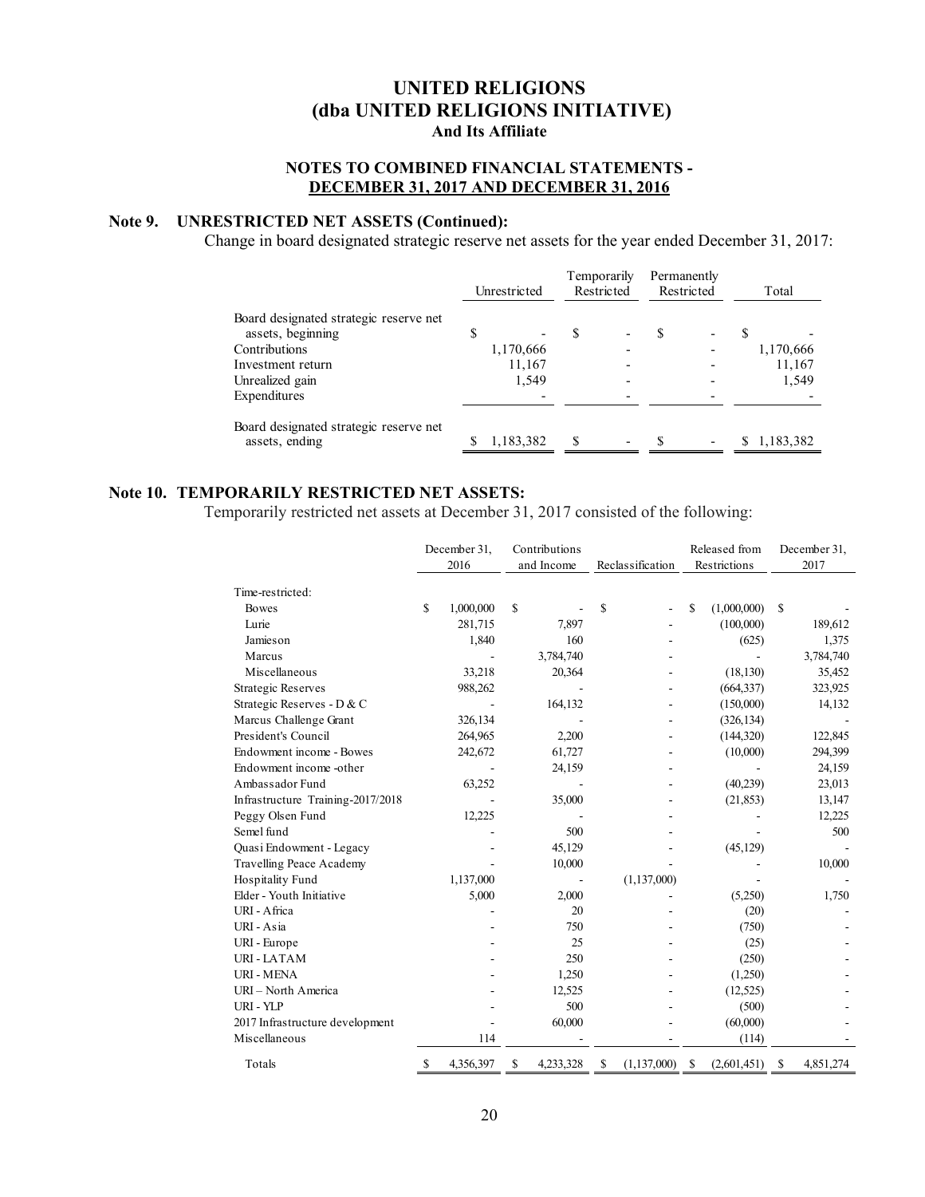# UNITED RELIGIONS
## (dba UNITED RELIGIONS INITIATIVE)
### And Its Affiliate

### NOTES TO COMBINED FINANCIAL STATEMENTS - DECEMBER 31, 2017 AND DECEMBER 31, 2016

**Note 9. UNRESTRICTED NET ASSETS (Continued):**

Change in board designated strategic reserve net assets for the year ended December 31, 2017:

| | Unrestricted | Temporarily Restricted | Permanently Restricted | Total |
|---|---|---|---|---|
| Board designated strategic reserve net assets, beginning | $ - | $ - | $ - | $ - |
| Contributions | 1,170,666 | - | - | 1,170,666 |
| Investment return | 11,167 | - | - | 11,167 |
| Unrealized gain | 1,549 | - | - | 1,549 |
| Expenditures | - | - | - | - |
| Board designated strategic reserve net assets, ending | $ 1,183,382 | $ - | $ - | $ 1,183,382 |

**Note 10. TEMPORARILY RESTRICTED NET ASSETS:**

Temporarily restricted net assets at December 31, 2017 consisted of the following:

| | December 31, 2016 | Contributions and Income | Reclassification | Released from Restrictions | December 31, 2017 |
|---|---|---|---|---|---|
| Time-restricted: | | | | | |
| Bowes | $ 1,000,000 | $ - | $ - | $ (1,000,000) | $ - |
| Lurie | 281,715 | 7,897 | - | (100,000) | 189,612 |
| Jamieson | 1,840 | 160 | - | (625) | 1,375 |
| Marcus | - | 3,784,740 | - | - | 3,784,740 |
| Miscellaneous | 33,218 | 20,364 | - | (18,130) | 35,452 |
| Strategic Reserves | 988,262 | - | - | (664,337) | 323,925 |
| Strategic Reserves - D & C | - | 164,132 | - | (150,000) | 14,132 |
| Marcus Challenge Grant | 326,134 | - | - | (326,134) | - |
| President's Council | 264,965 | 2,200 | - | (144,320) | 122,845 |
| Endowment income - Bowes | 242,672 | 61,727 | - | (10,000) | 294,399 |
| Endowment income -other | - | 24,159 | - | - | 24,159 |
| Ambassador Fund | 63,252 | - | - | (40,239) | 23,013 |
| Infrastructure Training-2017/2018 | - | 35,000 | - | (21,853) | 13,147 |
| Peggy Olsen Fund | 12,225 | - | - | - | 12,225 |
| Semel fund | - | 500 | - | - | 500 |
| Quasi Endowment - Legacy | - | 45,129 | - | (45,129) | - |
| Travelling Peace Academy | - | 10,000 | - | - | 10,000 |
| Hospitality Fund | 1,137,000 | - | (1,137,000) | - | - |
| Elder - Youth Initiative | 5,000 | 2,000 | - | (5,250) | 1,750 |
| URI - Africa | - | 20 | - | (20) | - |
| URI - Asia | - | 750 | - | (750) | - |
| URI - Europe | - | 25 | - | (25) | - |
| URI - LATAM | - | 250 | - | (250) | - |
| URI - MENA | - | 1,250 | - | (1,250) | - |
| URI – North America | - | 12,525 | - | (12,525) | - |
| URI - YLP | - | 500 | - | (500) | - |
| 2017 Infrastructure development | - | 60,000 | - | (60,000) | - |
| Miscellaneous | 114 | - | - | (114) | - |
| Totals | $ 4,356,397 | $ 4,233,328 | $ (1,137,000) | $ (2,601,451) | $ 4,851,274 |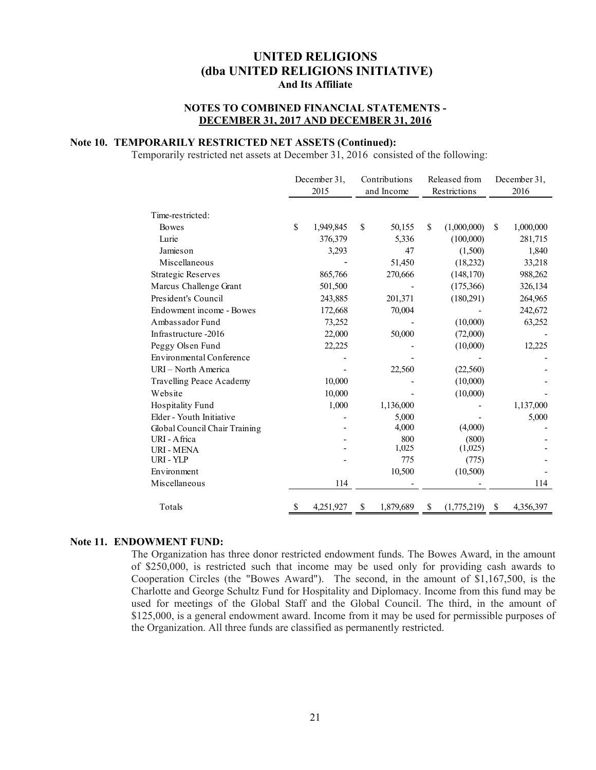## Note 10. TEMPORARILY RESTRICTED NET ASSETS (Continued):

Temporarily restricted net assets at December 31, 2016 consisted of the following:

| | December 31, 2015 | Contributions and Income | Released from Restrictions | December 31, 2016 |
|---|---|---|---|---|
| Time-restricted: | | | | |
| Bowes | $ 1,949,845 | $ 50,155 | $ (1,000,000) | $ 1,000,000 |
| Lurie | 376,379 | 5,336 | (100,000) | 281,715 |
| Jamieson | 3,293 | 47 | (1,500) | 1,840 |
| Miscellaneous | - | 51,450 | (18,232) | 33,218 |
| Strategic Reserves | 865,766 | 270,666 | (148,170) | 988,262 |
| Marcus Challenge Grant | 501,500 | - | (175,366) | 326,134 |
| President's Council | 243,885 | 201,371 | (180,291) | 264,965 |
| Endowment income - Bowes | 172,668 | 70,004 | - | 242,672 |
| Ambassador Fund | 73,252 | - | (10,000) | 63,252 |
| Infrastructure -2016 | 22,000 | 50,000 | (72,000) | - |
| Peggy Olsen Fund | 22,225 | - | (10,000) | 12,225 |
| Environmental Conference | - | - | - | - |
| URI – North America | - | 22,560 | (22,560) | - |
| Travelling Peace Academy | 10,000 | - | (10,000) | - |
| Website | 10,000 | - | (10,000) | - |
| Hospitality Fund | 1,000 | 1,136,000 | - | 1,137,000 |
| Elder - Youth Initiative | - | 5,000 | - | 5,000 |
| Global Council Chair Training | - | 4,000 | (4,000) | - |
| URI - Africa | - | 800 | (800) | - |
| URI - MENA | - | 1,025 | (1,025) | - |
| URI - YLP | - | 775 | (775) | - |
| Environment | | 10,500 | (10,500) | - |
| Miscellaneous | 114 | - | - | 114 |
| Totals | $ 4,251,927 | $ 1,879,689 | $ (1,775,219) | $ 4,356,397 |

## Note 11. ENDOWMENT FUND:

The Organization has three donor restricted endowment funds. The Bowes Award, in the amount of $250,000, is restricted such that income may be used only for providing cash awards to Cooperation Circles (the "Bowes Award"). The second, in the amount of $1,167,500, is the Charlotte and George Schultz Fund for Hospitality and Diplomacy. Income from this fund may be used for meetings of the Global Staff and the Global Council. The third, in the amount of $125,000, is a general endowment award. Income from it may be used for permissible purposes of the Organization. All three funds are classified as permanently restricted.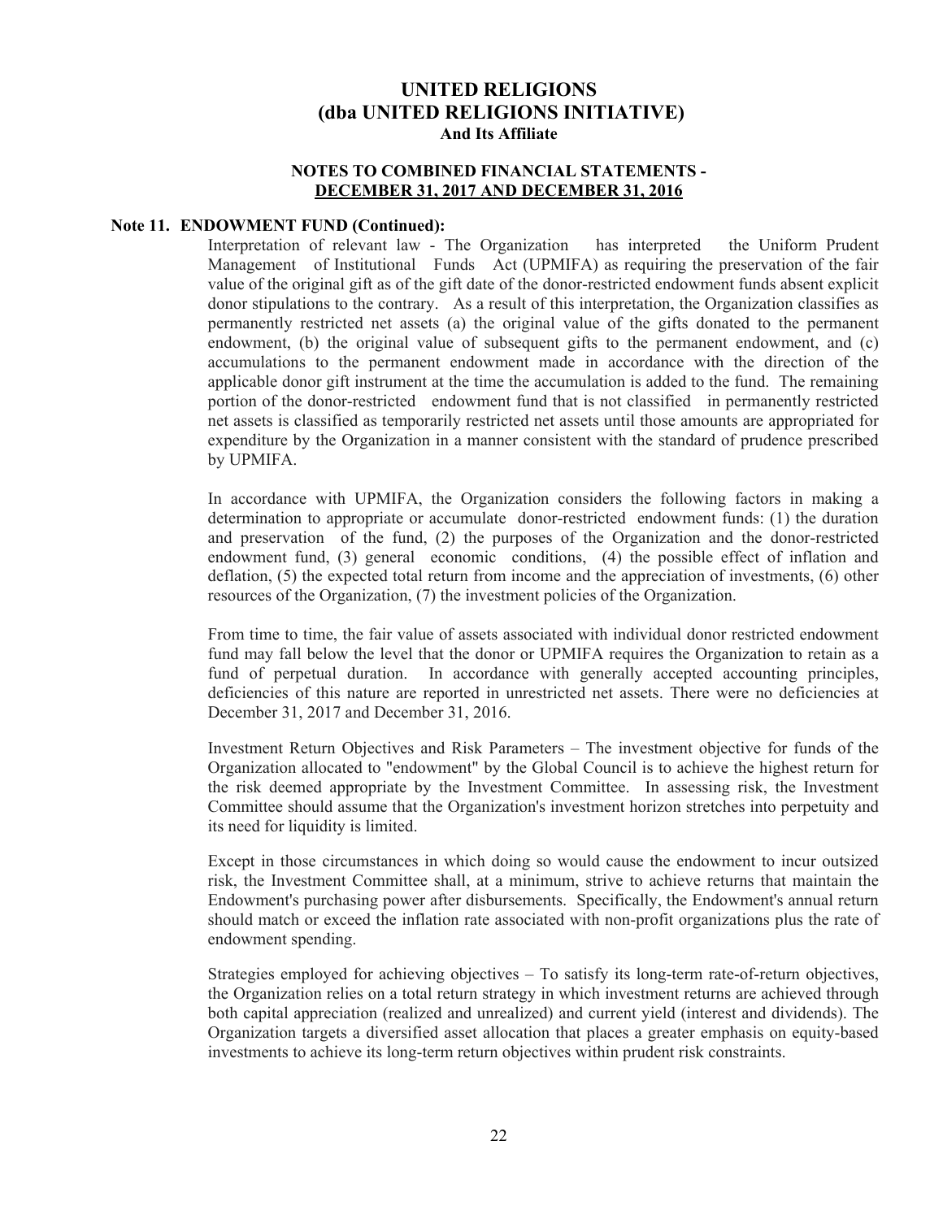# UNITED RELIGIONS
# (dba UNITED RELIGIONS INITIATIVE)
### And Its Affiliate

### NOTES TO COMBINED FINANCIAL STATEMENTS - DECEMBER 31, 2017 AND DECEMBER 31, 2016

**Note 11. ENDOWMENT FUND (Continued):**

Interpretation of relevant law - The Organization has interpreted the Uniform Prudent Management of Institutional Funds Act (UPMIFA) as requiring the preservation of the fair value of the original gift as of the gift date of the donor-restricted endowment funds absent explicit donor stipulations to the contrary. As a result of this interpretation, the Organization classifies as permanently restricted net assets (a) the original value of the gifts donated to the permanent endowment, (b) the original value of subsequent gifts to the permanent endowment, and (c) accumulations to the permanent endowment made in accordance with the direction of the applicable donor gift instrument at the time the accumulation is added to the fund. The remaining portion of the donor-restricted endowment fund that is not classified in permanently restricted net assets is classified as temporarily restricted net assets until those amounts are appropriated for expenditure by the Organization in a manner consistent with the standard of prudence prescribed by UPMIFA.

In accordance with UPMIFA, the Organization considers the following factors in making a determination to appropriate or accumulate donor-restricted endowment funds: (1) the duration and preservation of the fund, (2) the purposes of the Organization and the donor-restricted endowment fund, (3) general economic conditions, (4) the possible effect of inflation and deflation, (5) the expected total return from income and the appreciation of investments, (6) other resources of the Organization, (7) the investment policies of the Organization.

From time to time, the fair value of assets associated with individual donor restricted endowment fund may fall below the level that the donor or UPMIFA requires the Organization to retain as a fund of perpetual duration. In accordance with generally accepted accounting principles, deficiencies of this nature are reported in unrestricted net assets. There were no deficiencies at December 31, 2017 and December 31, 2016.

Investment Return Objectives and Risk Parameters – The investment objective for funds of the Organization allocated to "endowment" by the Global Council is to achieve the highest return for the risk deemed appropriate by the Investment Committee. In assessing risk, the Investment Committee should assume that the Organization's investment horizon stretches into perpetuity and its need for liquidity is limited.

Except in those circumstances in which doing so would cause the endowment to incur outsized risk, the Investment Committee shall, at a minimum, strive to achieve returns that maintain the Endowment's purchasing power after disbursements. Specifically, the Endowment's annual return should match or exceed the inflation rate associated with non-profit organizations plus the rate of endowment spending.

Strategies employed for achieving objectives – To satisfy its long-term rate-of-return objectives, the Organization relies on a total return strategy in which investment returns are achieved through both capital appreciation (realized and unrealized) and current yield (interest and dividends). The Organization targets a diversified asset allocation that places a greater emphasis on equity-based investments to achieve its long-term return objectives within prudent risk constraints.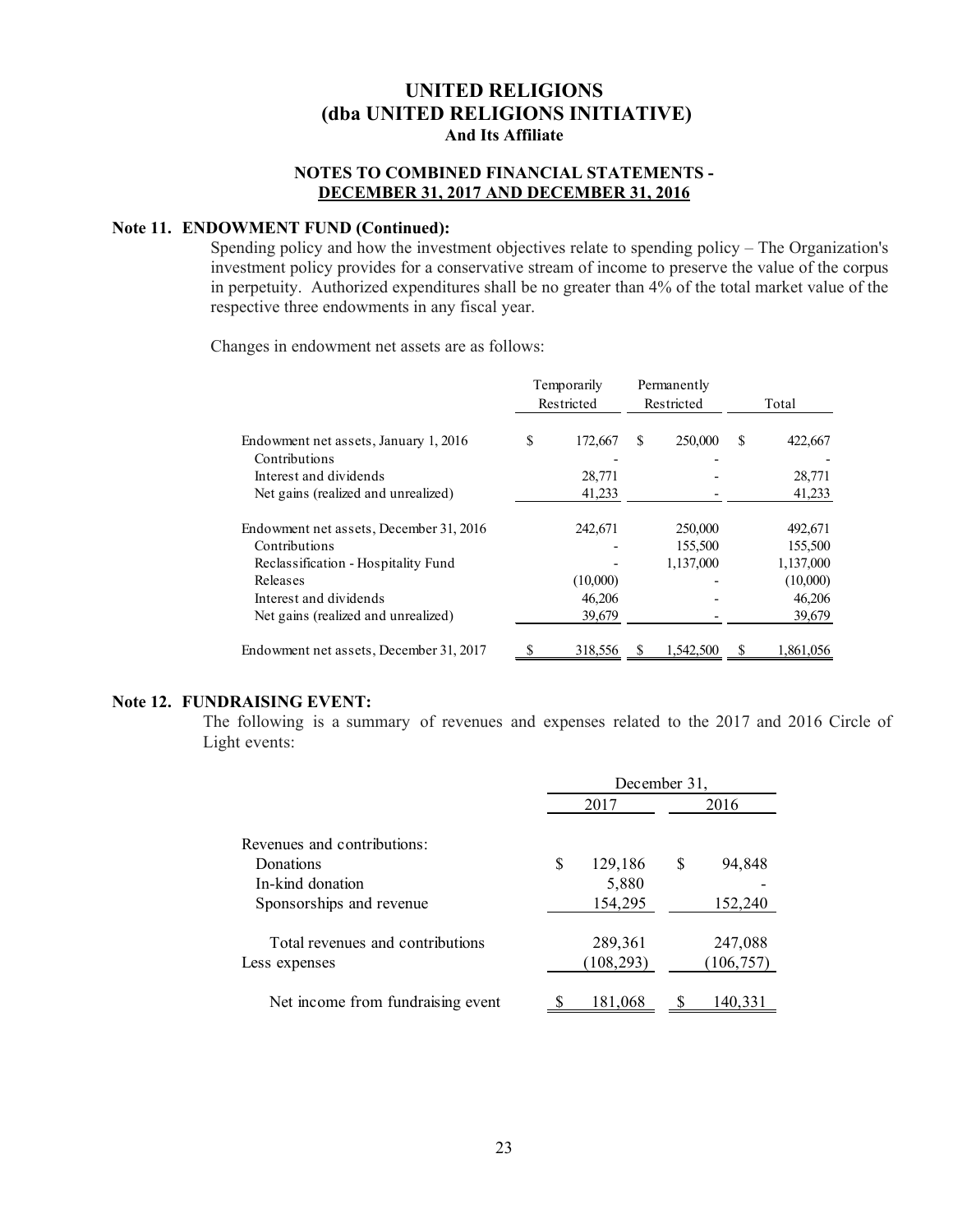# UNITED RELIGIONS
# (dba UNITED RELIGIONS INITIATIVE)
### And Its Affiliate

### NOTES TO COMBINED FINANCIAL STATEMENTS - DECEMBER 31, 2017 AND DECEMBER 31, 2016

**Note 11. ENDOWMENT FUND (Continued):**

Spending policy and how the investment objectives relate to spending policy – The Organization's investment policy provides for a conservative stream of income to preserve the value of the corpus in perpetuity. Authorized expenditures shall be no greater than 4% of the total market value of the respective three endowments in any fiscal year.

Changes in endowment net assets are as follows:

| | Temporarily Restricted | Permanently Restricted | Total |
|---|---|---|---|
| Endowment net assets, January 1, 2016 | $ 172,667 | $ 250,000 | $ 422,667 |
| Contributions | - | - | - |
| Interest and dividends | 28,771 | - | 28,771 |
| Net gains (realized and unrealized) | 41,233 | - | 41,233 |
| Endowment net assets, December 31, 2016 | 242,671 | 250,000 | 492,671 |
| Contributions | - | 155,500 | 155,500 |
| Reclassification - Hospitality Fund | - | 1,137,000 | 1,137,000 |
| Releases | (10,000) | - | (10,000) |
| Interest and dividends | 46,206 | - | 46,206 |
| Net gains (realized and unrealized) | 39,679 | - | 39,679 |
| Endowment net assets, December 31, 2017 | $ 318,556 | $ 1,542,500 | $ 1,861,056 |

**Note 12. FUNDRAISING EVENT:**

The following is a summary of revenues and expenses related to the 2017 and 2016 Circle of Light events:

| | December 31, | |
|---|---|---|
| | 2017 | 2016 |
| Revenues and contributions: | | |
| Donations | $ 129,186 | $ 94,848 |
| In-kind donation | 5,880 | - |
| Sponsorships and revenue | 154,295 | 152,240 |
| Total revenues and contributions | 289,361 | 247,088 |
| Less expenses | (108,293) | (106,757) |
| Net income from fundraising event | $ 181,068 | $ 140,331 |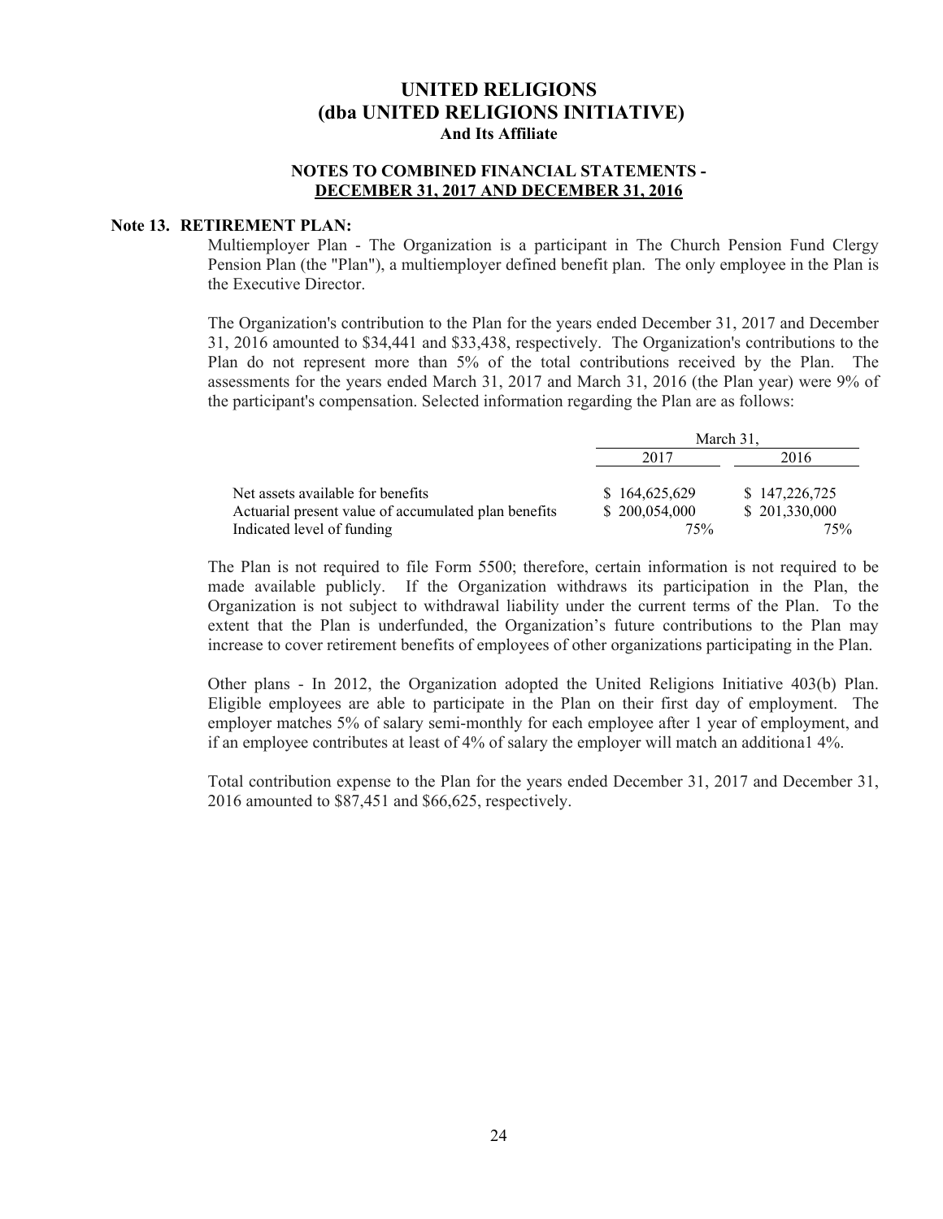# UNITED RELIGIONS
# (dba UNITED RELIGIONS INITIATIVE)
### And Its Affiliate

### NOTES TO COMBINED FINANCIAL STATEMENTS - DECEMBER 31, 2017 AND DECEMBER 31, 2016

## Note 13. RETIREMENT PLAN:

Multiemployer Plan - The Organization is a participant in The Church Pension Fund Clergy Pension Plan (the "Plan"), a multiemployer defined benefit plan. The only employee in the Plan is the Executive Director.

The Organization's contribution to the Plan for the years ended December 31, 2017 and December 31, 2016 amounted to $34,441 and $33,438, respectively. The Organization's contributions to the Plan do not represent more than 5% of the total contributions received by the Plan. The assessments for the years ended March 31, 2017 and March 31, 2016 (the Plan year) were 9% of the participant's compensation. Selected information regarding the Plan are as follows:

| | March 31, | |
|---|---|---|
| | 2017 | 2016 |
| Net assets available for benefits | $ 164,625,629 | $ 147,226,725 |
| Actuarial present value of accumulated plan benefits | $ 200,054,000 | $ 201,330,000 |
| Indicated level of funding | 75% | 75% |

The Plan is not required to file Form 5500; therefore, certain information is not required to be made available publicly. If the Organization withdraws its participation in the Plan, the Organization is not subject to withdrawal liability under the current terms of the Plan. To the extent that the Plan is underfunded, the Organization's future contributions to the Plan may increase to cover retirement benefits of employees of other organizations participating in the Plan.

Other plans - In 2012, the Organization adopted the United Religions Initiative 403(b) Plan. Eligible employees are able to participate in the Plan on their first day of employment. The employer matches 5% of salary semi-monthly for each employee after 1 year of employment, and if an employee contributes at least of 4% of salary the employer will match an additiona1 4%.

Total contribution expense to the Plan for the years ended December 31, 2017 and December 31, 2016 amounted to $87,451 and $66,625, respectively.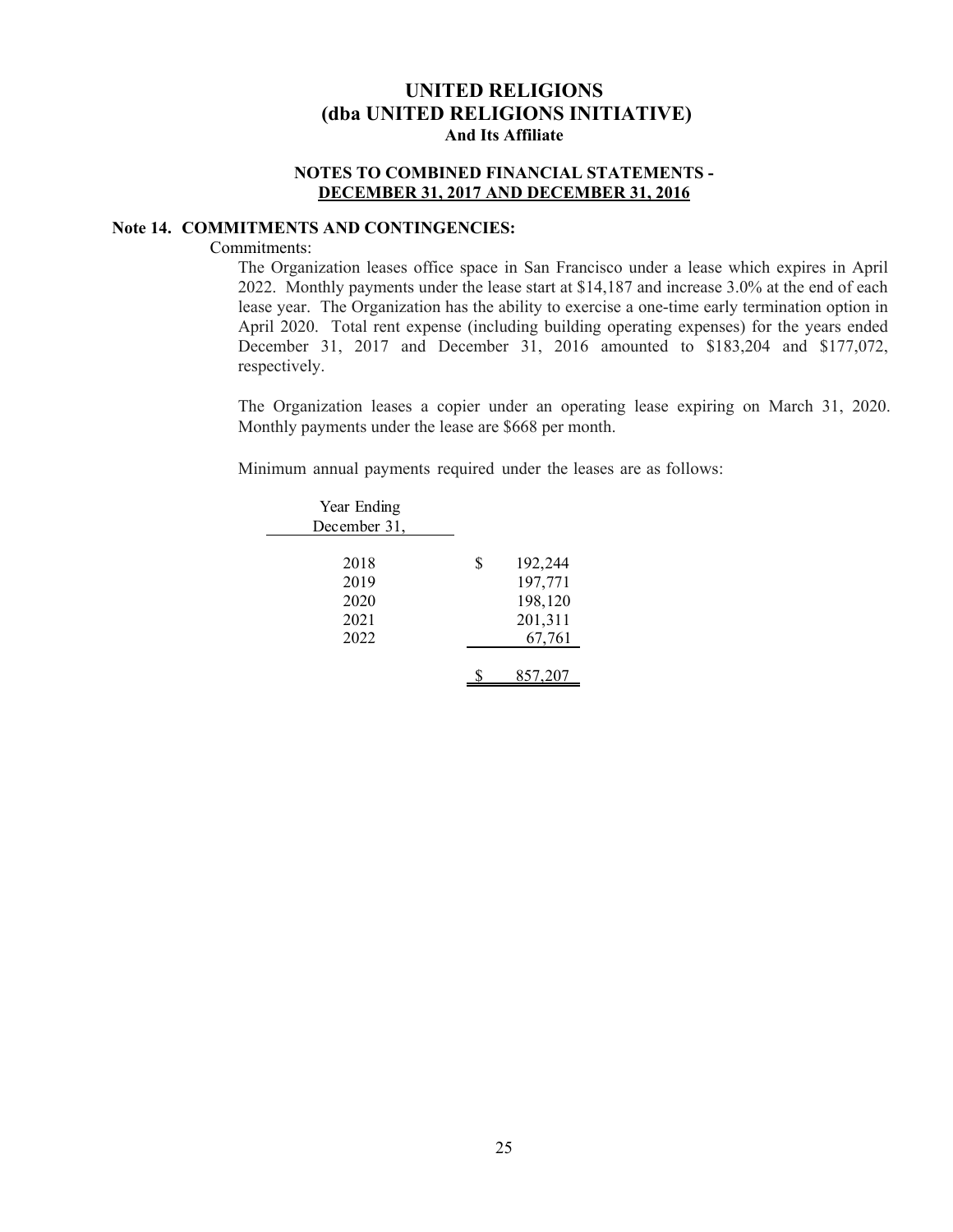# UNITED RELIGIONS
## (dba UNITED RELIGIONS INITIATIVE)
### And Its Affiliate

**NOTES TO COMBINED FINANCIAL STATEMENTS - DECEMBER 31, 2017 AND DECEMBER 31, 2016**

**Note 14. COMMITMENTS AND CONTINGENCIES:**

Commitments:

The Organization leases office space in San Francisco under a lease which expires in April 2022. Monthly payments under the lease start at $14,187 and increase 3.0% at the end of each lease year. The Organization has the ability to exercise a one-time early termination option in April 2020. Total rent expense (including building operating expenses) for the years ended December 31, 2017 and December 31, 2016 amounted to $183,204 and $177,072, respectively.

The Organization leases a copier under an operating lease expiring on March 31, 2020. Monthly payments under the lease are $668 per month.

Minimum annual payments required under the leases are as follows:

| Year Ending December 31, | |
|---|---|
| 2018 | $ 192,244 |
| 2019 | 197,771 |
| 2020 | 198,120 |
| 2021 | 201,311 |
| 2022 | 67,761 |
| | $ 857,207 |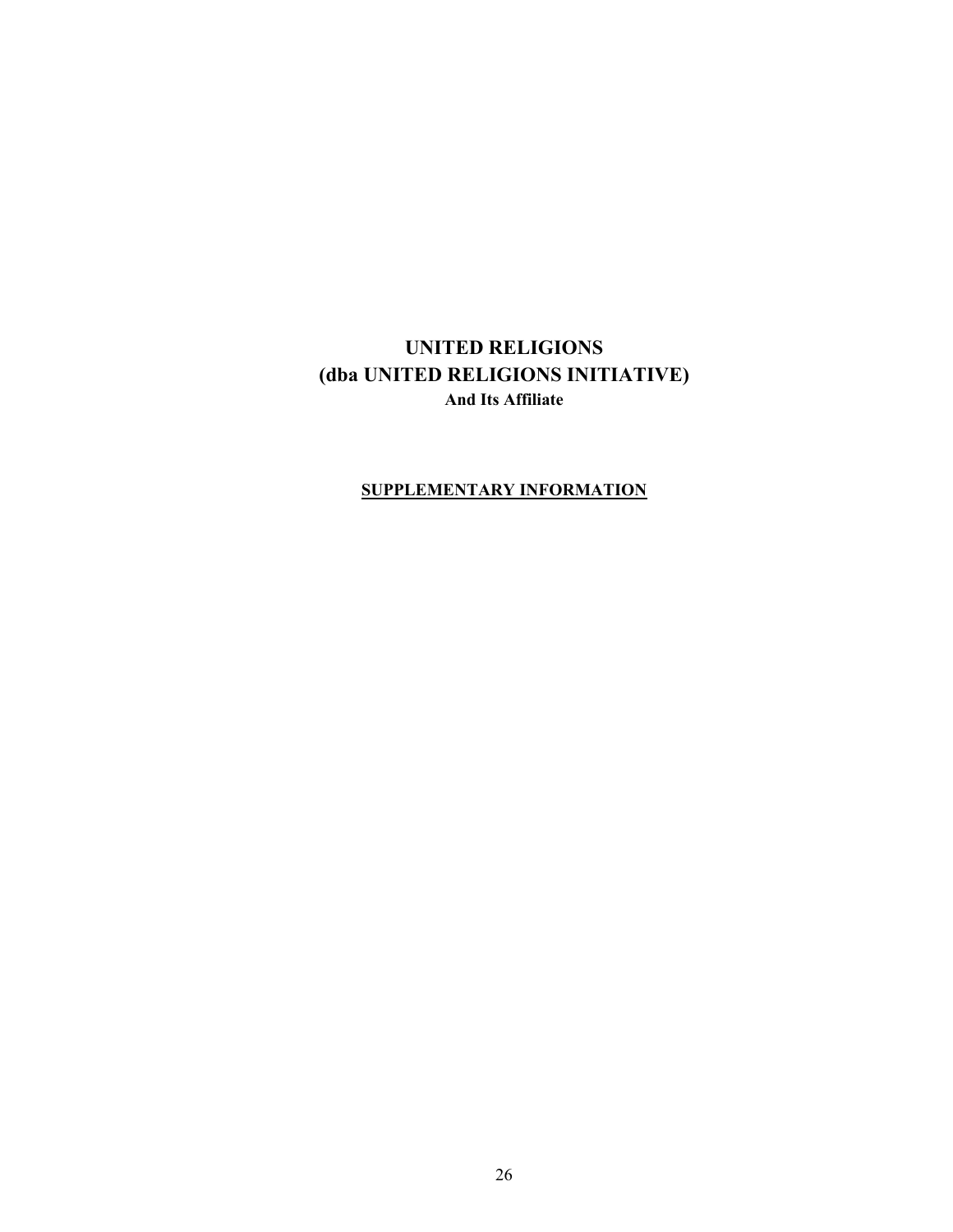# UNITED RELIGIONS
# (dba UNITED RELIGIONS INITIATIVE)
**And Its Affiliate**

**SUPPLEMENTARY INFORMATION**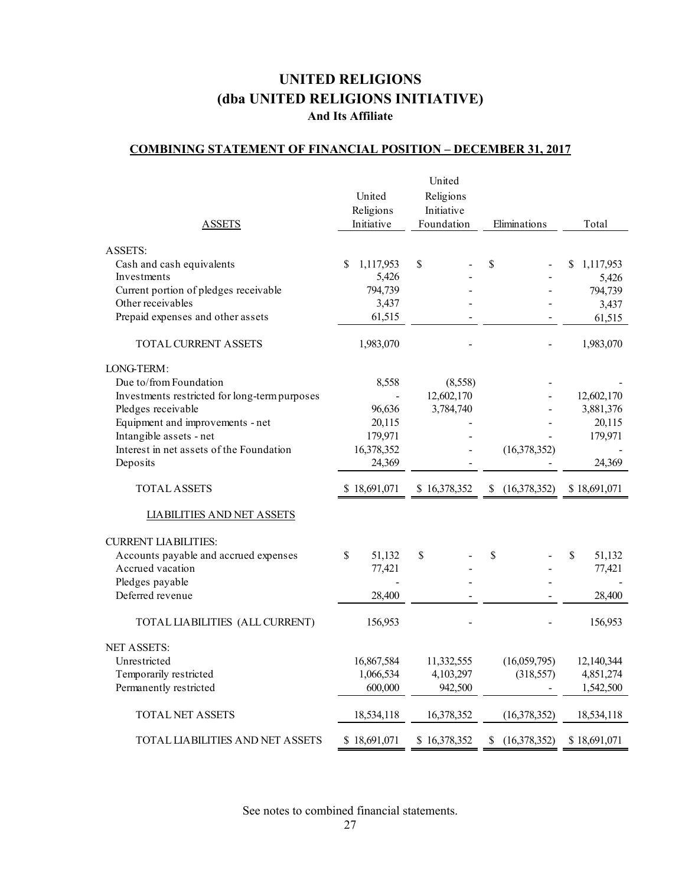# UNITED RELIGIONS
# (dba UNITED RELIGIONS INITIATIVE)
### And Its Affiliate

## COMBINING STATEMENT OF FINANCIAL POSITION – DECEMBER 31, 2017

| ASSETS | United Religions Initiative | United Religions Initiative Foundation | Eliminations | Total |
|---|---|---|---|---|
| ASSETS: | | | | |
| Cash and cash equivalents | $ 1,117,953 | $ - | $ - | $ 1,117,953 |
| Investments | 5,426 | - | - | 5,426 |
| Current portion of pledges receivable | 794,739 | - | - | 794,739 |
| Other receivables | 3,437 | - | - | 3,437 |
| Prepaid expenses and other assets | 61,515 | - | - | 61,515 |
| TOTAL CURRENT ASSETS | 1,983,070 | - | - | 1,983,070 |
| LONG-TERM: | | | | |
| Due to/from Foundation | 8,558 | (8,558) | - | - |
| Investments restricted for long-term purposes | - | 12,602,170 | - | 12,602,170 |
| Pledges receivable | 96,636 | 3,784,740 | - | 3,881,376 |
| Equipment and improvements - net | 20,115 | - | - | 20,115 |
| Intangible assets - net | 179,971 | - | - | 179,971 |
| Interest in net assets of the Foundation | 16,378,352 | - | (16,378,352) | - |
| Deposits | 24,369 | - | - | 24,369 |
| TOTAL ASSETS | $ 18,691,071 | $ 16,378,352 | $ (16,378,352) | $ 18,691,071 |
| LIABILITIES AND NET ASSETS | | | | |
| CURRENT LIABILITIES: | | | | |
| Accounts payable and accrued expenses | $ 51,132 | $ - | $ - | $ 51,132 |
| Accrued vacation | 77,421 | - | - | 77,421 |
| Pledges payable | - | - | - | - |
| Deferred revenue | 28,400 | - | - | 28,400 |
| TOTAL LIABILITIES (ALL CURRENT) | 156,953 | - | - | 156,953 |
| NET ASSETS: | | | | |
| Unrestricted | 16,867,584 | 11,332,555 | (16,059,795) | 12,140,344 |
| Temporarily restricted | 1,066,534 | 4,103,297 | (318,557) | 4,851,274 |
| Permanently restricted | 600,000 | 942,500 | - | 1,542,500 |
| TOTAL NET ASSETS | 18,534,118 | 16,378,352 | (16,378,352) | 18,534,118 |
| TOTAL LIABILITIES AND NET ASSETS | $ 18,691,071 | $ 16,378,352 | $ (16,378,352) | $ 18,691,071 |

See notes to combined financial statements.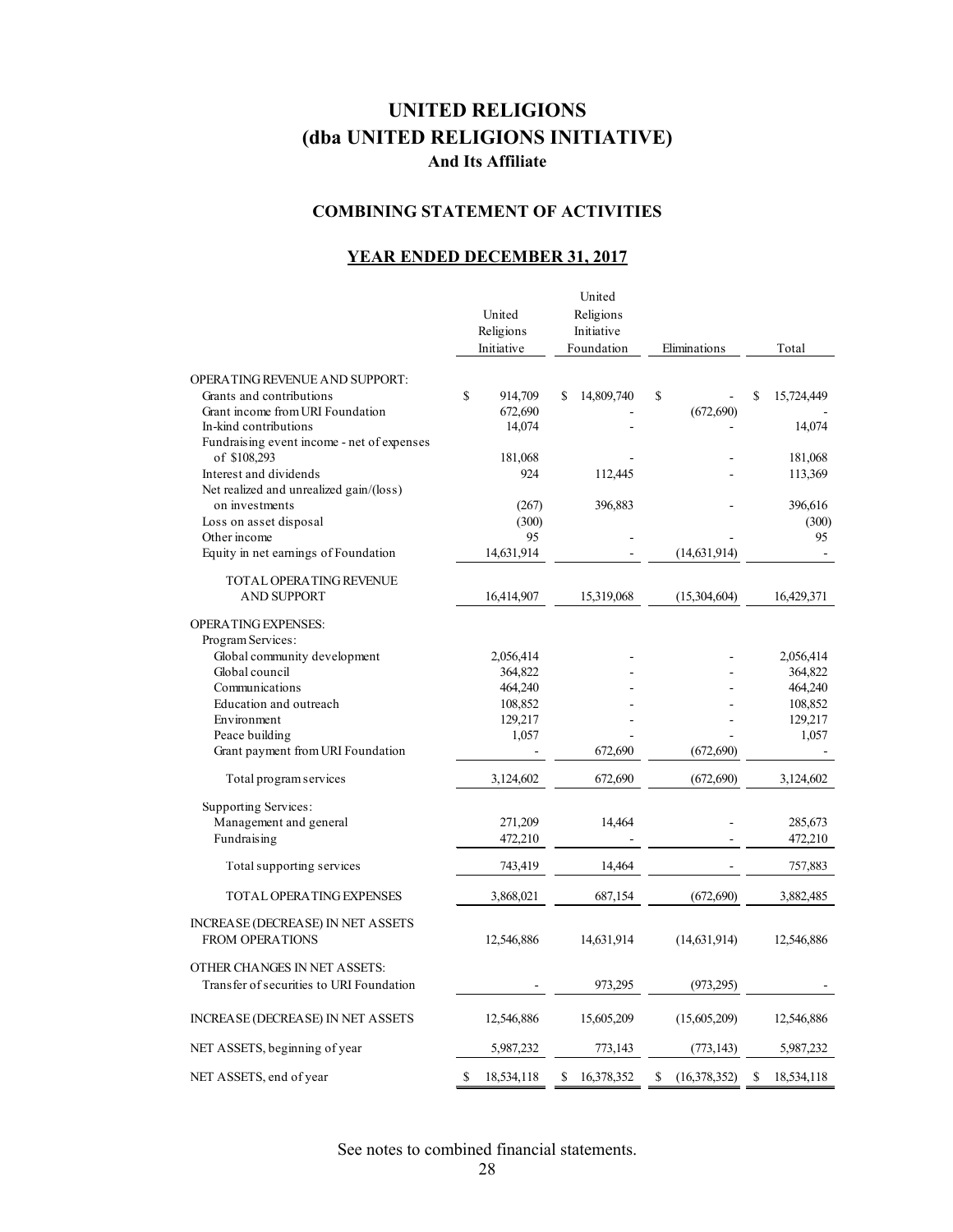# UNITED RELIGIONS
# (dba UNITED RELIGIONS INITIATIVE)
### And Its Affiliate

## COMBINING STATEMENT OF ACTIVITIES

## YEAR ENDED DECEMBER 31, 2017

| | United Religions Initiative | United Religions Initiative Foundation | Eliminations | Total |
|---|---|---|---|---|
| OPERATING REVENUE AND SUPPORT: | | | | |
| Grants and contributions | $ 914,709 | $ 14,809,740 | $ - | $ 15,724,449 |
| Grant income from URI Foundation | 672,690 | - | (672,690) | - |
| In-kind contributions | 14,074 | - | - | 14,074 |
| Fundraising event income - net of expenses of $108,293 | 181,068 | - | - | 181,068 |
| Interest and dividends | 924 | 112,445 | - | 113,369 |
| Net realized and unrealized gain/(loss) on investments | (267) | 396,883 | - | 396,616 |
| Loss on asset disposal | (300) | | | (300) |
| Other income | 95 | - | - | 95 |
| Equity in net earnings of Foundation | 14,631,914 | - | (14,631,914) | - |
| TOTAL OPERATING REVENUE AND SUPPORT | 16,414,907 | 15,319,068 | (15,304,604) | 16,429,371 |
| OPERATING EXPENSES: | | | | |
| Program Services: | | | | |
| Global community development | 2,056,414 | - | - | 2,056,414 |
| Global council | 364,822 | - | - | 364,822 |
| Communications | 464,240 | - | - | 464,240 |
| Education and outreach | 108,852 | - | - | 108,852 |
| Environment | 129,217 | - | - | 129,217 |
| Peace building | 1,057 | - | - | 1,057 |
| Grant payment from URI Foundation | - | 672,690 | (672,690) | - |
| Total program services | 3,124,602 | 672,690 | (672,690) | 3,124,602 |
| Supporting Services: | | | | |
| Management and general | 271,209 | 14,464 | - | 285,673 |
| Fundraising | 472,210 | - | - | 472,210 |
| Total supporting services | 743,419 | 14,464 | - | 757,883 |
| TOTAL OPERATING EXPENSES | 3,868,021 | 687,154 | (672,690) | 3,882,485 |
| INCREASE (DECREASE) IN NET ASSETS FROM OPERATIONS | 12,546,886 | 14,631,914 | (14,631,914) | 12,546,886 |
| OTHER CHANGES IN NET ASSETS: | | | | |
| Transfer of securities to URI Foundation | - | 973,295 | (973,295) | - |
| INCREASE (DECREASE) IN NET ASSETS | 12,546,886 | 15,605,209 | (15,605,209) | 12,546,886 |
| NET ASSETS, beginning of year | 5,987,232 | 773,143 | (773,143) | 5,987,232 |
| NET ASSETS, end of year | $ 18,534,118 | $ 16,378,352 | $ (16,378,352) | $ 18,534,118 |

See notes to combined financial statements.